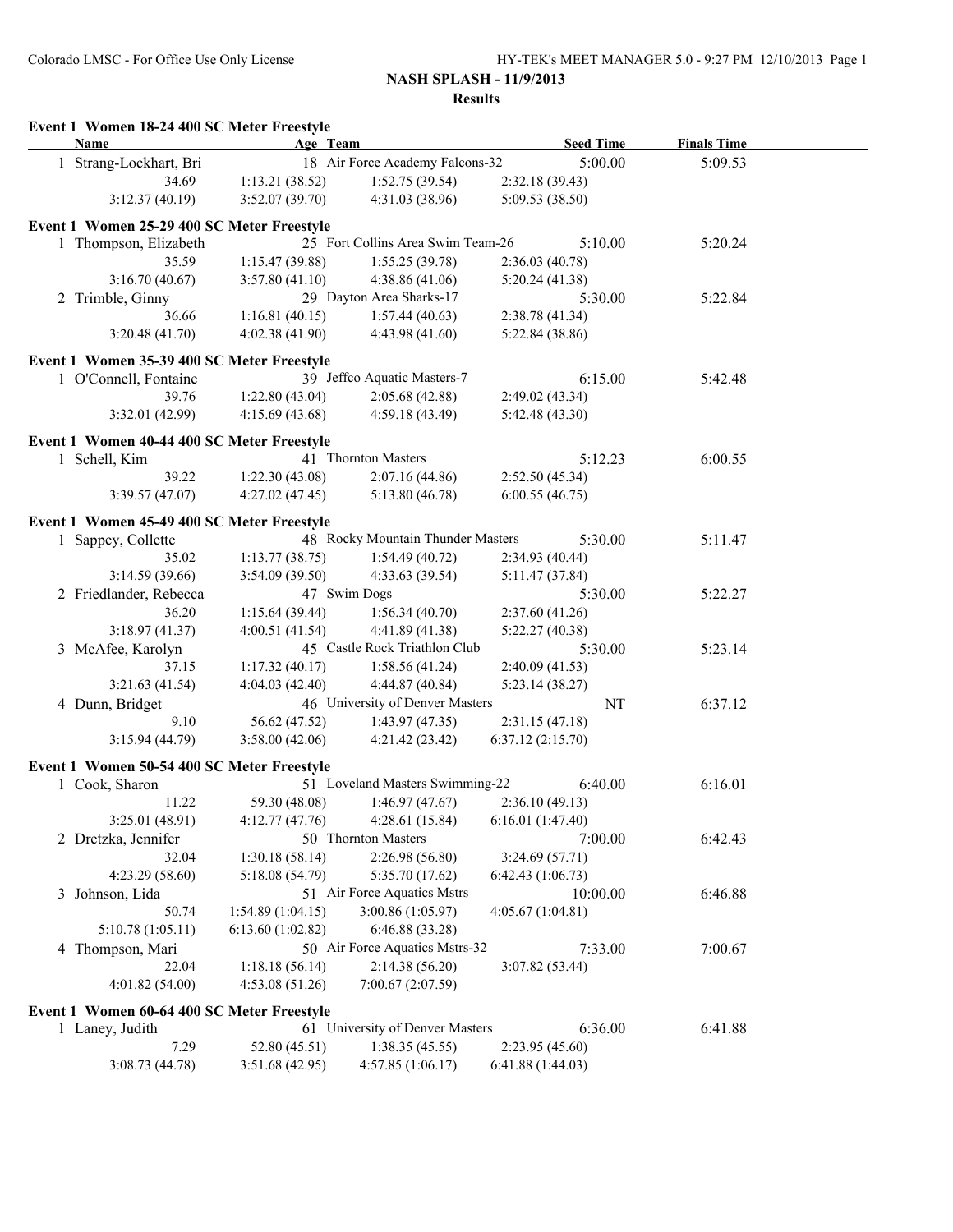# NASH SPLASH - 11/9/2013

## Results

### Event 1 Women 18-24 400 SC Meter Freestyle

| Name | Age | Team | Seed Time | Finals Time |
|---|---|---|---|---|
| 1 Strang-Lockhart, Bri | 18 | Air Force Academy Falcons-32 | 5:00.00 | 5:09.53 |

34.69, 1:13.21 (38.52), 1:52.75 (39.54), 2:32.18 (39.43), 3:12.37 (40.19), 3:52.07 (39.70), 4:31.03 (38.96), 5:09.53 (38.50)

### Event 1 Women 25-29 400 SC Meter Freestyle

| Name | Age | Team | Seed Time | Finals Time |
|---|---|---|---|---|
| 1 Thompson, Elizabeth | 25 | Fort Collins Area Swim Team-26 | 5:10.00 | 5:20.24 |
| 2 Trimble, Ginny | 29 | Dayton Area Sharks-17 | 5:30.00 | 5:22.84 |

Thompson, Elizabeth: 35.59, 1:15.47 (39.88), 1:55.25 (39.78), 2:36.03 (40.78), 3:16.70 (40.67), 3:57.80 (41.10), 4:38.86 (41.06), 5:20.24 (41.38)

Trimble, Ginny: 36.66, 1:16.81 (40.15), 1:57.44 (40.63), 2:38.78 (41.34), 3:20.48 (41.70), 4:02.38 (41.90), 4:43.98 (41.60), 5:22.84 (38.86)

### Event 1 Women 35-39 400 SC Meter Freestyle

| Name | Age | Team | Seed Time | Finals Time |
|---|---|---|---|---|
| 1 O'Connell, Fontaine | 39 | Jeffco Aquatic Masters-7 | 6:15.00 | 5:42.48 |

39.76, 1:22.80 (43.04), 2:05.68 (42.88), 2:49.02 (43.34), 3:32.01 (42.99), 4:15.69 (43.68), 4:59.18 (43.49), 5:42.48 (43.30)

### Event 1 Women 40-44 400 SC Meter Freestyle

| Name | Age | Team | Seed Time | Finals Time |
|---|---|---|---|---|
| 1 Schell, Kim | 41 | Thornton Masters | 5:12.23 | 6:00.55 |

39.22, 1:22.30 (43.08), 2:07.16 (44.86), 2:52.50 (45.34), 3:39.57 (47.07), 4:27.02 (47.45), 5:13.80 (46.78), 6:00.55 (46.75)

### Event 1 Women 45-49 400 SC Meter Freestyle

| Name | Age | Team | Seed Time | Finals Time |
|---|---|---|---|---|
| 1 Sappey, Collette | 48 | Rocky Mountain Thunder Masters | 5:30.00 | 5:11.47 |
| 2 Friedlander, Rebecca | 47 | Swim Dogs | 5:30.00 | 5:22.27 |
| 3 McAfee, Karolyn | 45 | Castle Rock Triathlon Club | 5:30.00 | 5:23.14 |
| 4 Dunn, Bridget | 46 | University of Denver Masters | NT | 6:37.12 |

Sappey, Collette: 35.02, 1:13.77 (38.75), 1:54.49 (40.72), 2:34.93 (40.44), 3:14.59 (39.66), 3:54.09 (39.50), 4:33.63 (39.54), 5:11.47 (37.84)

Friedlander, Rebecca: 36.20, 1:15.64 (39.44), 1:56.34 (40.70), 2:37.60 (41.26), 3:18.97 (41.37), 4:00.51 (41.54), 4:41.89 (41.38), 5:22.27 (40.38)

McAfee, Karolyn: 37.15, 1:17.32 (40.17), 1:58.56 (41.24), 2:40.09 (41.53), 3:21.63 (41.54), 4:04.03 (42.40), 4:44.87 (40.84), 5:23.14 (38.27)

Dunn, Bridget: 9.10, 56.62 (47.52), 1:43.97 (47.35), 2:31.15 (47.18), 3:15.94 (44.79), 3:58.00 (42.06), 4:21.42 (23.42), 6:37.12 (2:15.70)

### Event 1 Women 50-54 400 SC Meter Freestyle

| Name | Age | Team | Seed Time | Finals Time |
|---|---|---|---|---|
| 1 Cook, Sharon | 51 | Loveland Masters Swimming-22 | 6:40.00 | 6:16.01 |
| 2 Dretzka, Jennifer | 50 | Thornton Masters | 7:00.00 | 6:42.43 |
| 3 Johnson, Lida | 51 | Air Force Aquatics Mstrs | 10:00.00 | 6:46.88 |
| 4 Thompson, Mari | 50 | Air Force Aquatics Mstrs-32 | 7:33.00 | 7:00.67 |

Cook, Sharon: 11.22, 59.30 (48.08), 1:46.97 (47.67), 2:36.10 (49.13), 3:25.01 (48.91), 4:12.77 (47.76), 4:28.61 (15.84), 6:16.01 (1:47.40)

Dretzka, Jennifer: 32.04, 1:30.18 (58.14), 2:26.98 (56.80), 3:24.69 (57.71), 4:23.29 (58.60), 5:18.08 (54.79), 5:35.70 (17.62), 6:42.43 (1:06.73)

Johnson, Lida: 50.74, 1:54.89 (1:04.15), 3:00.86 (1:05.97), 4:05.67 (1:04.81), 5:10.78 (1:05.11), 6:13.60 (1:02.82), 6:46.88 (33.28)

Thompson, Mari: 22.04, 1:18.18 (56.14), 2:14.38 (56.20), 3:07.82 (53.44), 4:01.82 (54.00), 4:53.08 (51.26), 7:00.67 (2:07.59)

### Event 1 Women 60-64 400 SC Meter Freestyle

| Name | Age | Team | Seed Time | Finals Time |
|---|---|---|---|---|
| 1 Laney, Judith | 61 | University of Denver Masters | 6:36.00 | 6:41.88 |

7.29, 52.80 (45.51), 1:38.35 (45.55), 2:23.95 (45.60), 3:08.73 (44.78), 3:51.68 (42.95), 4:57.85 (1:06.17), 6:41.88 (1:44.03)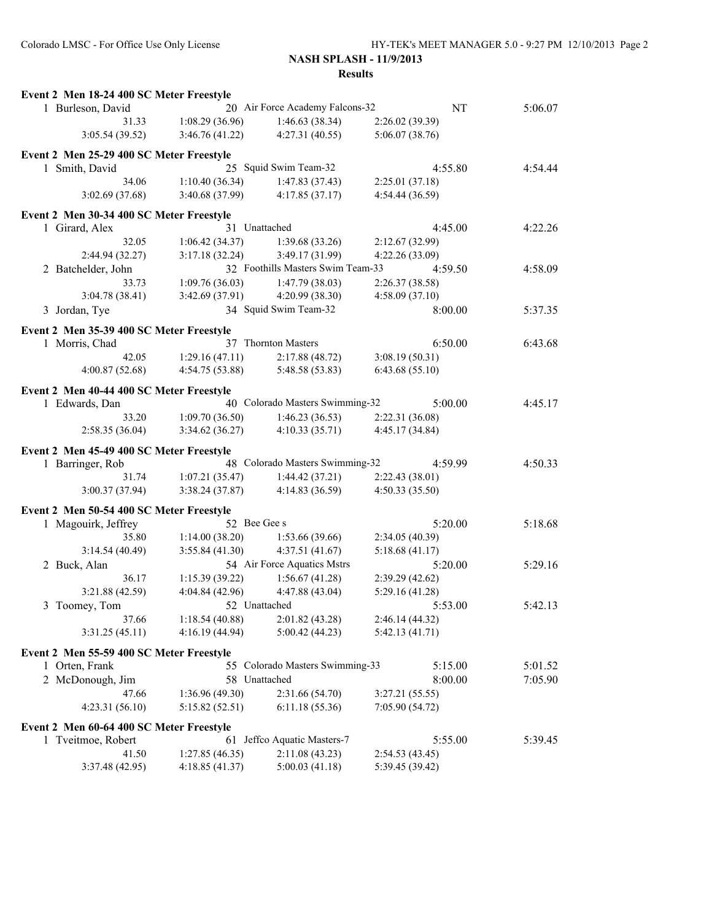**NASH SPLASH - 11/9/2013**

**Results**

**Event 2 Men 18-24 400 SC Meter Freestyle**

| Place | Name | Age | Team | Seed Time | Finals Time |
|---|---|---|---|---|---|
| 1 | Burleson, David | 20 | Air Force Academy Falcons-32 | NT | 5:06.07 |
| | 31.33 | 1:08.29 (36.96) | 1:46.63 (38.34) | 2:26.02 (39.39) | |
| | 3:05.54 (39.52) | 3:46.76 (41.22) | 4:27.31 (40.55) | 5:06.07 (38.76) | |

**Event 2 Men 25-29 400 SC Meter Freestyle**

| Place | Name | Age | Team | Seed Time | Finals Time |
|---|---|---|---|---|---|
| 1 | Smith, David | 25 | Squid Swim Team-32 | 4:55.80 | 4:54.44 |
| | 34.06 | 1:10.40 (36.34) | 1:47.83 (37.43) | 2:25.01 (37.18) | |
| | 3:02.69 (37.68) | 3:40.68 (37.99) | 4:17.85 (37.17) | 4:54.44 (36.59) | |

**Event 2 Men 30-34 400 SC Meter Freestyle**

| Place | Name | Age | Team | Seed Time | Finals Time |
|---|---|---|---|---|---|
| 1 | Girard, Alex | 31 | Unattached | 4:45.00 | 4:22.26 |
| | 32.05 | 1:06.42 (34.37) | 1:39.68 (33.26) | 2:12.67 (32.99) | |
| | 2:44.94 (32.27) | 3:17.18 (32.24) | 3:49.17 (31.99) | 4:22.26 (33.09) | |
| 2 | Batchelder, John | 32 | Foothills Masters Swim Team-33 | 4:59.50 | 4:58.09 |
| | 33.73 | 1:09.76 (36.03) | 1:47.79 (38.03) | 2:26.37 (38.58) | |
| | 3:04.78 (38.41) | 3:42.69 (37.91) | 4:20.99 (38.30) | 4:58.09 (37.10) | |
| 3 | Jordan, Tye | 34 | Squid Swim Team-32 | 8:00.00 | 5:37.35 |

**Event 2 Men 35-39 400 SC Meter Freestyle**

| Place | Name | Age | Team | Seed Time | Finals Time |
|---|---|---|---|---|---|
| 1 | Morris, Chad | 37 | Thornton Masters | 6:50.00 | 6:43.68 |
| | 42.05 | 1:29.16 (47.11) | 2:17.88 (48.72) | 3:08.19 (50.31) | |
| | 4:00.87 (52.68) | 4:54.75 (53.88) | 5:48.58 (53.83) | 6:43.68 (55.10) | |

**Event 2 Men 40-44 400 SC Meter Freestyle**

| Place | Name | Age | Team | Seed Time | Finals Time |
|---|---|---|---|---|---|
| 1 | Edwards, Dan | 40 | Colorado Masters Swimming-32 | 5:00.00 | 4:45.17 |
| | 33.20 | 1:09.70 (36.50) | 1:46.23 (36.53) | 2:22.31 (36.08) | |
| | 2:58.35 (36.04) | 3:34.62 (36.27) | 4:10.33 (35.71) | 4:45.17 (34.84) | |

**Event 2 Men 45-49 400 SC Meter Freestyle**

| Place | Name | Age | Team | Seed Time | Finals Time |
|---|---|---|---|---|---|
| 1 | Barringer, Rob | 48 | Colorado Masters Swimming-32 | 4:59.99 | 4:50.33 |
| | 31.74 | 1:07.21 (35.47) | 1:44.42 (37.21) | 2:22.43 (38.01) | |
| | 3:00.37 (37.94) | 3:38.24 (37.87) | 4:14.83 (36.59) | 4:50.33 (35.50) | |

**Event 2 Men 50-54 400 SC Meter Freestyle**

| Place | Name | Age | Team | Seed Time | Finals Time |
|---|---|---|---|---|---|
| 1 | Magouirk, Jeffrey | 52 | Bee Gee s | 5:20.00 | 5:18.68 |
| | 35.80 | 1:14.00 (38.20) | 1:53.66 (39.66) | 2:34.05 (40.39) | |
| | 3:14.54 (40.49) | 3:55.84 (41.30) | 4:37.51 (41.67) | 5:18.68 (41.17) | |
| 2 | Buck, Alan | 54 | Air Force Aquatics Mstrs | 5:20.00 | 5:29.16 |
| | 36.17 | 1:15.39 (39.22) | 1:56.67 (41.28) | 2:39.29 (42.62) | |
| | 3:21.88 (42.59) | 4:04.84 (42.96) | 4:47.88 (43.04) | 5:29.16 (41.28) | |
| 3 | Toomey, Tom | 52 | Unattached | 5:53.00 | 5:42.13 |
| | 37.66 | 1:18.54 (40.88) | 2:01.82 (43.28) | 2:46.14 (44.32) | |
| | 3:31.25 (45.11) | 4:16.19 (44.94) | 5:00.42 (44.23) | 5:42.13 (41.71) | |

**Event 2 Men 55-59 400 SC Meter Freestyle**

| Place | Name | Age | Team | Seed Time | Finals Time |
|---|---|---|---|---|---|
| 1 | Orten, Frank | 55 | Colorado Masters Swimming-33 | 5:15.00 | 5:01.52 |
| 2 | McDonough, Jim | 58 | Unattached | 8:00.00 | 7:05.90 |
| | 47.66 | 1:36.96 (49.30) | 2:31.66 (54.70) | 3:27.21 (55.55) | |
| | 4:23.31 (56.10) | 5:15.82 (52.51) | 6:11.18 (55.36) | 7:05.90 (54.72) | |

**Event 2 Men 60-64 400 SC Meter Freestyle**

| Place | Name | Age | Team | Seed Time | Finals Time |
|---|---|---|---|---|---|
| 1 | Tveitmoe, Robert | 61 | Jeffco Aquatic Masters-7 | 5:55.00 | 5:39.45 |
| | 41.50 | 1:27.85 (46.35) | 2:11.08 (43.23) | 2:54.53 (43.45) | |
| | 3:37.48 (42.95) | 4:18.85 (41.37) | 5:00.03 (41.18) | 5:39.45 (39.42) | |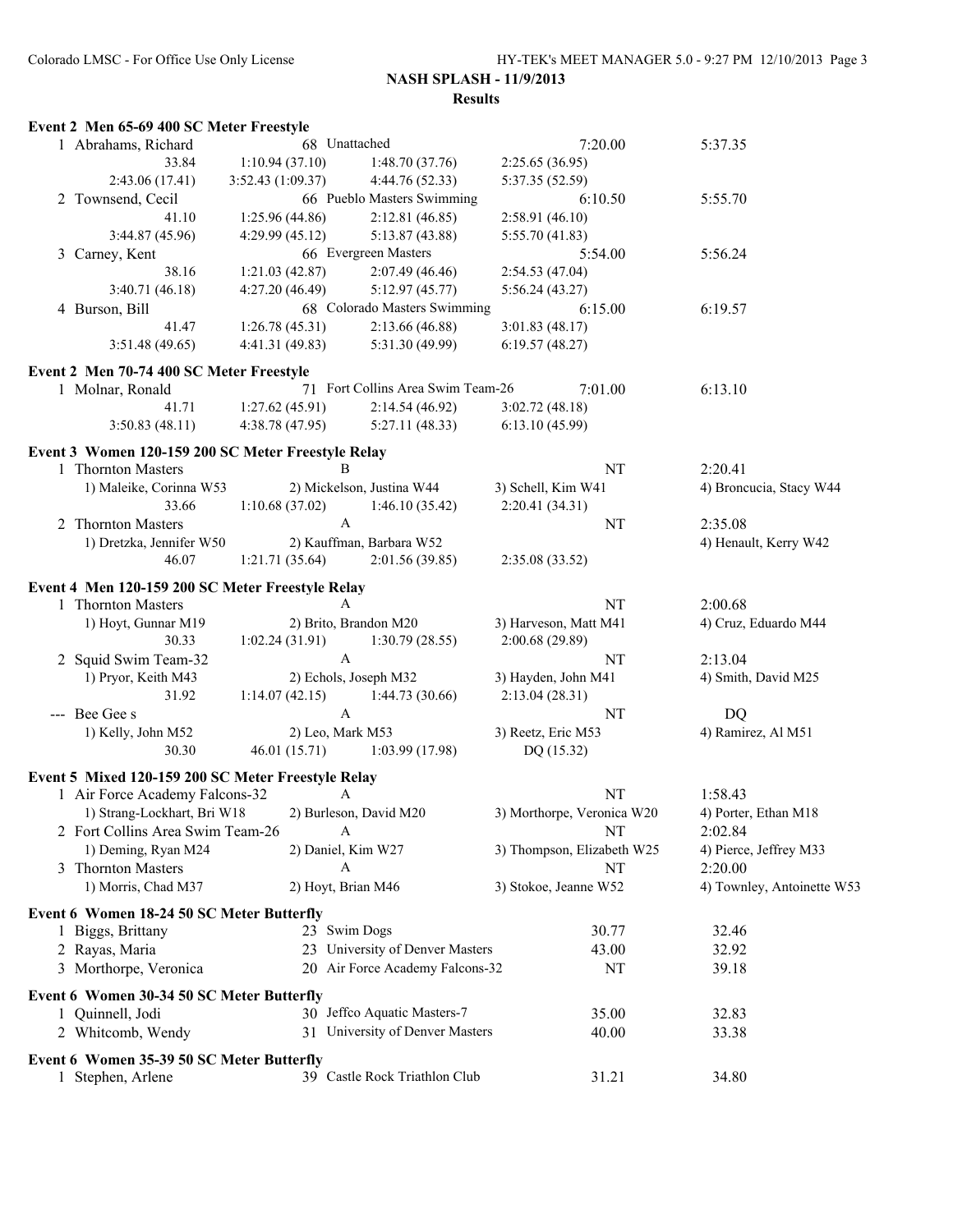**NASH SPLASH - 11/9/2013**

**Results**

### Event 2 Men 65-69 400 SC Meter Freestyle

| Place | Name | Age | Team | Seed Time | Finals Time |
|---|---|---|---|---|---|
| 1 | Abrahams, Richard | 68 | Unattached | 7:20.00 | 5:37.35 |
| | 33.84 | 1:10.94 (37.10) | 1:48.70 (37.76) | 2:25.65 (36.95) | |
| | 2:43.06 (17.41) | 3:52.43 (1:09.37) | 4:44.76 (52.33) | 5:37.35 (52.59) | |
| 2 | Townsend, Cecil | 66 | Pueblo Masters Swimming | 6:10.50 | 5:55.70 |
| | 41.10 | 1:25.96 (44.86) | 2:12.81 (46.85) | 2:58.91 (46.10) | |
| | 3:44.87 (45.96) | 4:29.99 (45.12) | 5:13.87 (43.88) | 5:55.70 (41.83) | |
| 3 | Carney, Kent | 66 | Evergreen Masters | 5:54.00 | 5:56.24 |
| | 38.16 | 1:21.03 (42.87) | 2:07.49 (46.46) | 2:54.53 (47.04) | |
| | 3:40.71 (46.18) | 4:27.20 (46.49) | 5:12.97 (45.77) | 5:56.24 (43.27) | |
| 4 | Burson, Bill | 68 | Colorado Masters Swimming | 6:15.00 | 6:19.57 |
| | 41.47 | 1:26.78 (45.31) | 2:13.66 (46.88) | 3:01.83 (48.17) | |
| | 3:51.48 (49.65) | 4:41.31 (49.83) | 5:31.30 (49.99) | 6:19.57 (48.27) | |

### Event 2 Men 70-74 400 SC Meter Freestyle

| Place | Name | Age | Team | Seed Time | Finals Time |
|---|---|---|---|---|---|
| 1 | Molnar, Ronald | 71 | Fort Collins Area Swim Team-26 | 7:01.00 | 6:13.10 |
| | 41.71 | 1:27.62 (45.91) | 2:14.54 (46.92) | 3:02.72 (48.18) | |
| | 3:50.83 (48.11) | 4:38.78 (47.95) | 5:27.11 (48.33) | 6:13.10 (45.99) | |

### Event 3 Women 120-159 200 SC Meter Freestyle Relay

| Place | Team | Relay | | Seed Time | Finals Time |
|---|---|---|---|---|---|
| 1 | Thornton Masters | B | | NT | 2:20.41 |
| | 1) Maleike, Corinna W53 | 2) Mickelson, Justina W44 | 3) Schell, Kim W41 | 4) Broncucia, Stacy W44 | |
| | 33.66 | 1:10.68 (37.02) | 1:46.10 (35.42) | 2:20.41 (34.31) | |
| 2 | Thornton Masters | A | | NT | 2:35.08 |
| | 1) Dretzka, Jennifer W50 | 2) Kauffman, Barbara W52 | | 4) Henault, Kerry W42 | |
| | 46.07 | 1:21.71 (35.64) | 2:01.56 (39.85) | 2:35.08 (33.52) | |

### Event 4 Men 120-159 200 SC Meter Freestyle Relay

| Place | Team | Relay | | Seed Time | Finals Time |
|---|---|---|---|---|---|
| 1 | Thornton Masters | A | | NT | 2:00.68 |
| | 1) Hoyt, Gunnar M19 | 2) Brito, Brandon M20 | 3) Harveson, Matt M41 | 4) Cruz, Eduardo M44 | |
| | 30.33 | 1:02.24 (31.91) | 1:30.79 (28.55) | 2:00.68 (29.89) | |
| 2 | Squid Swim Team-32 | A | | NT | 2:13.04 |
| | 1) Pryor, Keith M43 | 2) Echols, Joseph M32 | 3) Hayden, John M41 | 4) Smith, David M25 | |
| | 31.92 | 1:14.07 (42.15) | 1:44.73 (30.66) | 2:13.04 (28.31) | |
| --- | Bee Gee s | A | | NT | DQ |
| | 1) Kelly, John M52 | 2) Leo, Mark M53 | 3) Reetz, Eric M53 | 4) Ramirez, Al M51 | |
| | 30.30 | 46.01 (15.71) | 1:03.99 (17.98) | DQ (15.32) | |

### Event 5 Mixed 120-159 200 SC Meter Freestyle Relay

| Place | Team | Relay | | Seed Time | Finals Time |
|---|---|---|---|---|---|
| 1 | Air Force Academy Falcons-32 | A | | NT | 1:58.43 |
| | 1) Strang-Lockhart, Bri W18 | 2) Burleson, David M20 | 3) Morthorpe, Veronica W20 | 4) Porter, Ethan M18 | |
| 2 | Fort Collins Area Swim Team-26 | A | | NT | 2:02.84 |
| | 1) Deming, Ryan M24 | 2) Daniel, Kim W27 | 3) Thompson, Elizabeth W25 | 4) Pierce, Jeffrey M33 | |
| 3 | Thornton Masters | A | | NT | 2:20.00 |
| | 1) Morris, Chad M37 | 2) Hoyt, Brian M46 | 3) Stokoe, Jeanne W52 | 4) Townley, Antoinette W53 | |

### Event 6 Women 18-24 50 SC Meter Butterfly

| Place | Name | Age | Team | Seed Time | Finals Time |
|---|---|---|---|---|---|
| 1 | Biggs, Brittany | 23 | Swim Dogs | 30.77 | 32.46 |
| 2 | Rayas, Maria | 23 | University of Denver Masters | 43.00 | 32.92 |
| 3 | Morthorpe, Veronica | 20 | Air Force Academy Falcons-32 | NT | 39.18 |

### Event 6 Women 30-34 50 SC Meter Butterfly

| Place | Name | Age | Team | Seed Time | Finals Time |
|---|---|---|---|---|---|
| 1 | Quinnell, Jodi | 30 | Jeffco Aquatic Masters-7 | 35.00 | 32.83 |
| 2 | Whitcomb, Wendy | 31 | University of Denver Masters | 40.00 | 33.38 |

### Event 6 Women 35-39 50 SC Meter Butterfly

| Place | Name | Age | Team | Seed Time | Finals Time |
|---|---|---|---|---|---|
| 1 | Stephen, Arlene | 39 | Castle Rock Triathlon Club | 31.21 | 34.80 |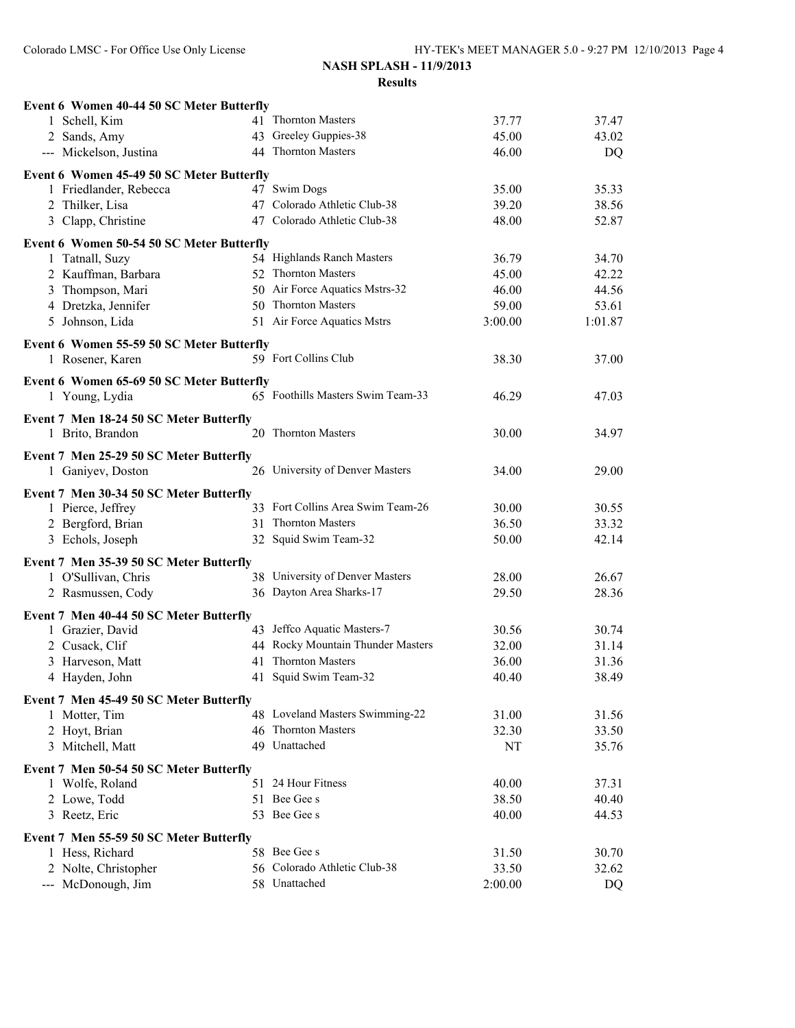**NASH SPLASH - 11/9/2013**

**Results**

### Event 6 Women 40-44 50 SC Meter Butterfly

| Place | Name | Age | Team | Seed Time | Finals Time |
|---|---|---|---|---|---|
| 1 | Schell, Kim | 41 | Thornton Masters | 37.77 | 37.47 |
| 2 | Sands, Amy | 43 | Greeley Guppies-38 | 45.00 | 43.02 |
| --- | Mickelson, Justina | 44 | Thornton Masters | 46.00 | DQ |

### Event 6 Women 45-49 50 SC Meter Butterfly

| Place | Name | Age | Team | Seed Time | Finals Time |
|---|---|---|---|---|---|
| 1 | Friedlander, Rebecca | 47 | Swim Dogs | 35.00 | 35.33 |
| 2 | Thilker, Lisa | 47 | Colorado Athletic Club-38 | 39.20 | 38.56 |
| 3 | Clapp, Christine | 47 | Colorado Athletic Club-38 | 48.00 | 52.87 |

### Event 6 Women 50-54 50 SC Meter Butterfly

| Place | Name | Age | Team | Seed Time | Finals Time |
|---|---|---|---|---|---|
| 1 | Tatnall, Suzy | 54 | Highlands Ranch Masters | 36.79 | 34.70 |
| 2 | Kauffman, Barbara | 52 | Thornton Masters | 45.00 | 42.22 |
| 3 | Thompson, Mari | 50 | Air Force Aquatics Mstrs-32 | 46.00 | 44.56 |
| 4 | Dretzka, Jennifer | 50 | Thornton Masters | 59.00 | 53.61 |
| 5 | Johnson, Lida | 51 | Air Force Aquatics Mstrs | 3:00.00 | 1:01.87 |

### Event 6 Women 55-59 50 SC Meter Butterfly

| Place | Name | Age | Team | Seed Time | Finals Time |
|---|---|---|---|---|---|
| 1 | Rosener, Karen | 59 | Fort Collins Club | 38.30 | 37.00 |

### Event 6 Women 65-69 50 SC Meter Butterfly

| Place | Name | Age | Team | Seed Time | Finals Time |
|---|---|---|---|---|---|
| 1 | Young, Lydia | 65 | Foothills Masters Swim Team-33 | 46.29 | 47.03 |

### Event 7 Men 18-24 50 SC Meter Butterfly

| Place | Name | Age | Team | Seed Time | Finals Time |
|---|---|---|---|---|---|
| 1 | Brito, Brandon | 20 | Thornton Masters | 30.00 | 34.97 |

### Event 7 Men 25-29 50 SC Meter Butterfly

| Place | Name | Age | Team | Seed Time | Finals Time |
|---|---|---|---|---|---|
| 1 | Ganiyev, Doston | 26 | University of Denver Masters | 34.00 | 29.00 |

### Event 7 Men 30-34 50 SC Meter Butterfly

| Place | Name | Age | Team | Seed Time | Finals Time |
|---|---|---|---|---|---|
| 1 | Pierce, Jeffrey | 33 | Fort Collins Area Swim Team-26 | 30.00 | 30.55 |
| 2 | Bergford, Brian | 31 | Thornton Masters | 36.50 | 33.32 |
| 3 | Echols, Joseph | 32 | Squid Swim Team-32 | 50.00 | 42.14 |

### Event 7 Men 35-39 50 SC Meter Butterfly

| Place | Name | Age | Team | Seed Time | Finals Time |
|---|---|---|---|---|---|
| 1 | O'Sullivan, Chris | 38 | University of Denver Masters | 28.00 | 26.67 |
| 2 | Rasmussen, Cody | 36 | Dayton Area Sharks-17 | 29.50 | 28.36 |

### Event 7 Men 40-44 50 SC Meter Butterfly

| Place | Name | Age | Team | Seed Time | Finals Time |
|---|---|---|---|---|---|
| 1 | Grazier, David | 43 | Jeffco Aquatic Masters-7 | 30.56 | 30.74 |
| 2 | Cusack, Clif | 44 | Rocky Mountain Thunder Masters | 32.00 | 31.14 |
| 3 | Harveson, Matt | 41 | Thornton Masters | 36.00 | 31.36 |
| 4 | Hayden, John | 41 | Squid Swim Team-32 | 40.40 | 38.49 |

### Event 7 Men 45-49 50 SC Meter Butterfly

| Place | Name | Age | Team | Seed Time | Finals Time |
|---|---|---|---|---|---|
| 1 | Motter, Tim | 48 | Loveland Masters Swimming-22 | 31.00 | 31.56 |
| 2 | Hoyt, Brian | 46 | Thornton Masters | 32.30 | 33.50 |
| 3 | Mitchell, Matt | 49 | Unattached | NT | 35.76 |

### Event 7 Men 50-54 50 SC Meter Butterfly

| Place | Name | Age | Team | Seed Time | Finals Time |
|---|---|---|---|---|---|
| 1 | Wolfe, Roland | 51 | 24 Hour Fitness | 40.00 | 37.31 |
| 2 | Lowe, Todd | 51 | Bee Gee s | 38.50 | 40.40 |
| 3 | Reetz, Eric | 53 | Bee Gee s | 40.00 | 44.53 |

### Event 7 Men 55-59 50 SC Meter Butterfly

| Place | Name | Age | Team | Seed Time | Finals Time |
|---|---|---|---|---|---|
| 1 | Hess, Richard | 58 | Bee Gee s | 31.50 | 30.70 |
| 2 | Nolte, Christopher | 56 | Colorado Athletic Club-38 | 33.50 | 32.62 |
| --- | McDonough, Jim | 58 | Unattached | 2:00.00 | DQ |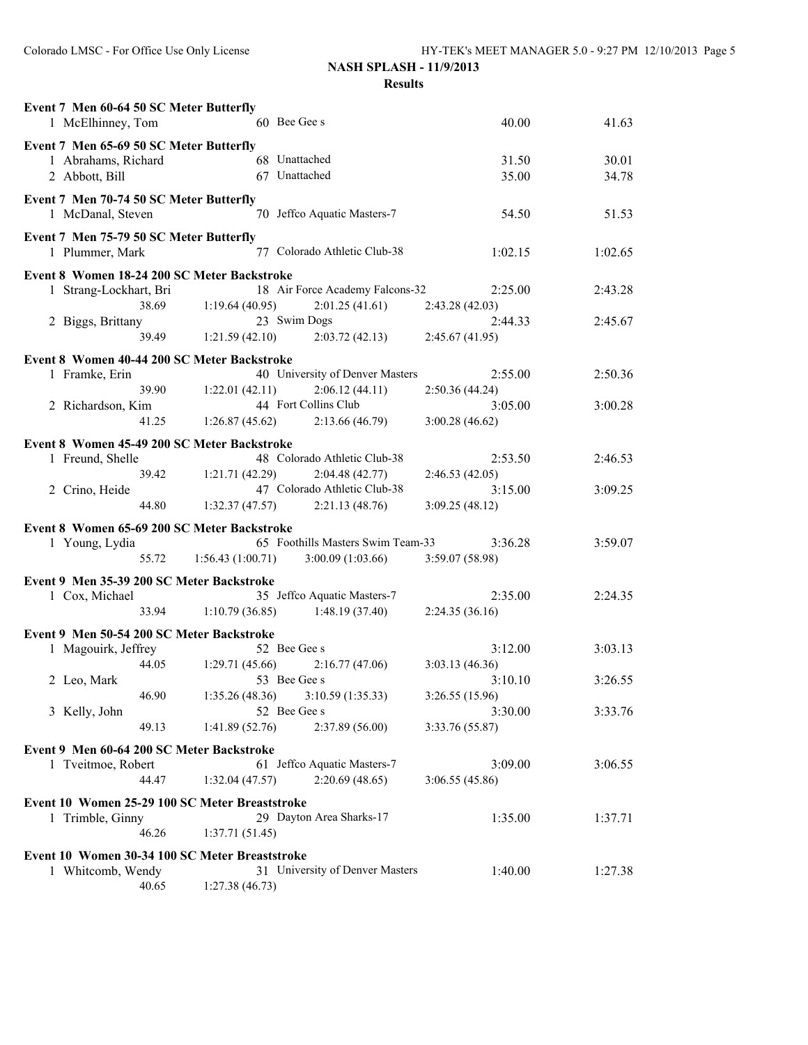**NASH SPLASH - 11/9/2013**

**Results**

**Event 7 Men 60-64 50 SC Meter Butterfly**

| | Name | Age | Team | Seed Time | Finals Time |
|---|---|---|---|---|---|
| 1 | McElhinney, Tom | 60 | Bee Gee s | 40.00 | 41.63 |

**Event 7 Men 65-69 50 SC Meter Butterfly**

| | Name | Age | Team | Seed Time | Finals Time |
|---|---|---|---|---|---|
| 1 | Abrahams, Richard | 68 | Unattached | 31.50 | 30.01 |
| 2 | Abbott, Bill | 67 | Unattached | 35.00 | 34.78 |

**Event 7 Men 70-74 50 SC Meter Butterfly**

| | Name | Age | Team | Seed Time | Finals Time |
|---|---|---|---|---|---|
| 1 | McDanal, Steven | 70 | Jeffco Aquatic Masters-7 | 54.50 | 51.53 |

**Event 7 Men 75-79 50 SC Meter Butterfly**

| | Name | Age | Team | Seed Time | Finals Time |
|---|---|---|---|---|---|
| 1 | Plummer, Mark | 77 | Colorado Athletic Club-38 | 1:02.15 | 1:02.65 |

**Event 8 Women 18-24 200 SC Meter Backstroke**

| | Name | Age | Team | Seed Time | Finals Time |
|---|---|---|---|---|---|
| 1 | Strang-Lockhart, Bri | 18 | Air Force Academy Falcons-32 | 2:25.00 | 2:43.28 |
| | 38.69 | 1:19.64 (40.95) | 2:01.25 (41.61) | 2:43.28 (42.03) | |
| 2 | Biggs, Brittany | 23 | Swim Dogs | 2:44.33 | 2:45.67 |
| | 39.49 | 1:21.59 (42.10) | 2:03.72 (42.13) | 2:45.67 (41.95) | |

**Event 8 Women 40-44 200 SC Meter Backstroke**

| | Name | Age | Team | Seed Time | Finals Time |
|---|---|---|---|---|---|
| 1 | Framke, Erin | 40 | University of Denver Masters | 2:55.00 | 2:50.36 |
| | 39.90 | 1:22.01 (42.11) | 2:06.12 (44.11) | 2:50.36 (44.24) | |
| 2 | Richardson, Kim | 44 | Fort Collins Club | 3:05.00 | 3:00.28 |
| | 41.25 | 1:26.87 (45.62) | 2:13.66 (46.79) | 3:00.28 (46.62) | |

**Event 8 Women 45-49 200 SC Meter Backstroke**

| | Name | Age | Team | Seed Time | Finals Time |
|---|---|---|---|---|---|
| 1 | Freund, Shelle | 48 | Colorado Athletic Club-38 | 2:53.50 | 2:46.53 |
| | 39.42 | 1:21.71 (42.29) | 2:04.48 (42.77) | 2:46.53 (42.05) | |
| 2 | Crino, Heide | 47 | Colorado Athletic Club-38 | 3:15.00 | 3:09.25 |
| | 44.80 | 1:32.37 (47.57) | 2:21.13 (48.76) | 3:09.25 (48.12) | |

**Event 8 Women 65-69 200 SC Meter Backstroke**

| | Name | Age | Team | Seed Time | Finals Time |
|---|---|---|---|---|---|
| 1 | Young, Lydia | 65 | Foothills Masters Swim Team-33 | 3:36.28 | 3:59.07 |
| | 55.72 | 1:56.43 (1:00.71) | 3:00.09 (1:03.66) | 3:59.07 (58.98) | |

**Event 9 Men 35-39 200 SC Meter Backstroke**

| | Name | Age | Team | Seed Time | Finals Time |
|---|---|---|---|---|---|
| 1 | Cox, Michael | 35 | Jeffco Aquatic Masters-7 | 2:35.00 | 2:24.35 |
| | 33.94 | 1:10.79 (36.85) | 1:48.19 (37.40) | 2:24.35 (36.16) | |

**Event 9 Men 50-54 200 SC Meter Backstroke**

| | Name | Age | Team | Seed Time | Finals Time |
|---|---|---|---|---|---|
| 1 | Magouirk, Jeffrey | 52 | Bee Gee s | 3:12.00 | 3:03.13 |
| | 44.05 | 1:29.71 (45.66) | 2:16.77 (47.06) | 3:03.13 (46.36) | |
| 2 | Leo, Mark | 53 | Bee Gee s | 3:10.10 | 3:26.55 |
| | 46.90 | 1:35.26 (48.36) | 3:10.59 (1:35.33) | 3:26.55 (15.96) | |
| 3 | Kelly, John | 52 | Bee Gee s | 3:30.00 | 3:33.76 |
| | 49.13 | 1:41.89 (52.76) | 2:37.89 (56.00) | 3:33.76 (55.87) | |

**Event 9 Men 60-64 200 SC Meter Backstroke**

| | Name | Age | Team | Seed Time | Finals Time |
|---|---|---|---|---|---|
| 1 | Tveitmoe, Robert | 61 | Jeffco Aquatic Masters-7 | 3:09.00 | 3:06.55 |
| | 44.47 | 1:32.04 (47.57) | 2:20.69 (48.65) | 3:06.55 (45.86) | |

**Event 10 Women 25-29 100 SC Meter Breaststroke**

| | Name | Age | Team | Seed Time | Finals Time |
|---|---|---|---|---|---|
| 1 | Trimble, Ginny | 29 | Dayton Area Sharks-17 | 1:35.00 | 1:37.71 |
| | 46.26 | 1:37.71 (51.45) | | | |

**Event 10 Women 30-34 100 SC Meter Breaststroke**

| | Name | Age | Team | Seed Time | Finals Time |
|---|---|---|---|---|---|
| 1 | Whitcomb, Wendy | 31 | University of Denver Masters | 1:40.00 | 1:27.38 |
| | 40.65 | 1:27.38 (46.73) | | | |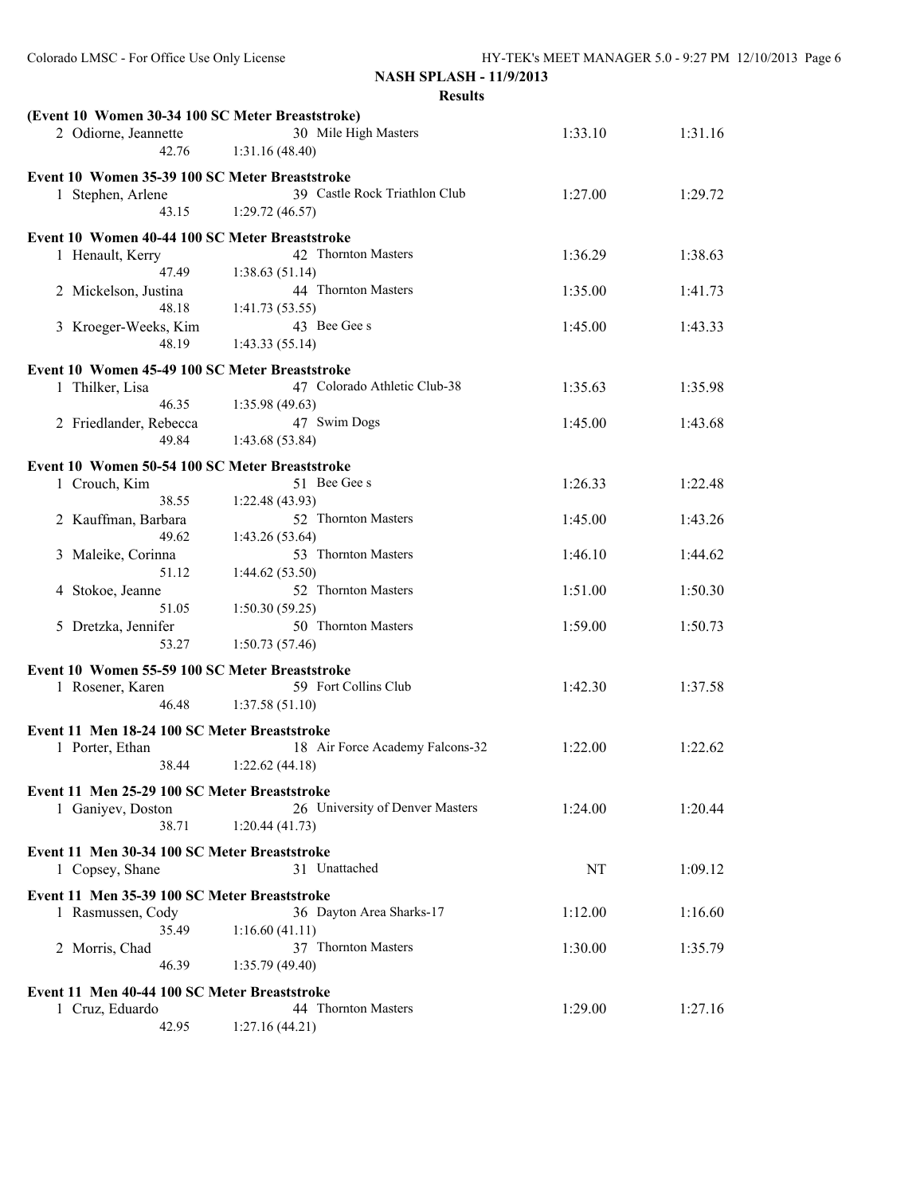**NASH SPLASH - 11/9/2013**

**Results**

**(Event 10 Women 30-34 100 SC Meter Breaststroke)**

| | Name | Age | Team | Seed Time | Finals Time |
|---|---|---|---|---|---|
| 2 | Odiorne, Jeannette | 30 | Mile High Masters | 1:33.10 | 1:31.16 |
| | 42.76 | 1:31.16 (48.40) | | | |

**Event 10 Women 35-39 100 SC Meter Breaststroke**

| | Name | Age | Team | Seed Time | Finals Time |
|---|---|---|---|---|---|
| 1 | Stephen, Arlene | 39 | Castle Rock Triathlon Club | 1:27.00 | 1:29.72 |
| | 43.15 | 1:29.72 (46.57) | | | |

**Event 10 Women 40-44 100 SC Meter Breaststroke**

| | Name | Age | Team | Seed Time | Finals Time |
|---|---|---|---|---|---|
| 1 | Henault, Kerry | 42 | Thornton Masters | 1:36.29 | 1:38.63 |
| | 47.49 | 1:38.63 (51.14) | | | |
| 2 | Mickelson, Justina | 44 | Thornton Masters | 1:35.00 | 1:41.73 |
| | 48.18 | 1:41.73 (53.55) | | | |
| 3 | Kroeger-Weeks, Kim | 43 | Bee Gee s | 1:45.00 | 1:43.33 |
| | 48.19 | 1:43.33 (55.14) | | | |

**Event 10 Women 45-49 100 SC Meter Breaststroke**

| | Name | Age | Team | Seed Time | Finals Time |
|---|---|---|---|---|---|
| 1 | Thilker, Lisa | 47 | Colorado Athletic Club-38 | 1:35.63 | 1:35.98 |
| | 46.35 | 1:35.98 (49.63) | | | |
| 2 | Friedlander, Rebecca | 47 | Swim Dogs | 1:45.00 | 1:43.68 |
| | 49.84 | 1:43.68 (53.84) | | | |

**Event 10 Women 50-54 100 SC Meter Breaststroke**

| | Name | Age | Team | Seed Time | Finals Time |
|---|---|---|---|---|---|
| 1 | Crouch, Kim | 51 | Bee Gee s | 1:26.33 | 1:22.48 |
| | 38.55 | 1:22.48 (43.93) | | | |
| 2 | Kauffman, Barbara | 52 | Thornton Masters | 1:45.00 | 1:43.26 |
| | 49.62 | 1:43.26 (53.64) | | | |
| 3 | Maleike, Corinna | 53 | Thornton Masters | 1:46.10 | 1:44.62 |
| | 51.12 | 1:44.62 (53.50) | | | |
| 4 | Stokoe, Jeanne | 52 | Thornton Masters | 1:51.00 | 1:50.30 |
| | 51.05 | 1:50.30 (59.25) | | | |
| 5 | Dretzka, Jennifer | 50 | Thornton Masters | 1:59.00 | 1:50.73 |
| | 53.27 | 1:50.73 (57.46) | | | |

**Event 10 Women 55-59 100 SC Meter Breaststroke**

| | Name | Age | Team | Seed Time | Finals Time |
|---|---|---|---|---|---|
| 1 | Rosener, Karen | 59 | Fort Collins Club | 1:42.30 | 1:37.58 |
| | 46.48 | 1:37.58 (51.10) | | | |

**Event 11 Men 18-24 100 SC Meter Breaststroke**

| | Name | Age | Team | Seed Time | Finals Time |
|---|---|---|---|---|---|
| 1 | Porter, Ethan | 18 | Air Force Academy Falcons-32 | 1:22.00 | 1:22.62 |
| | 38.44 | 1:22.62 (44.18) | | | |

**Event 11 Men 25-29 100 SC Meter Breaststroke**

| | Name | Age | Team | Seed Time | Finals Time |
|---|---|---|---|---|---|
| 1 | Ganiyev, Doston | 26 | University of Denver Masters | 1:24.00 | 1:20.44 |
| | 38.71 | 1:20.44 (41.73) | | | |

**Event 11 Men 30-34 100 SC Meter Breaststroke**

| | Name | Age | Team | Seed Time | Finals Time |
|---|---|---|---|---|---|
| 1 | Copsey, Shane | 31 | Unattached | NT | 1:09.12 |

**Event 11 Men 35-39 100 SC Meter Breaststroke**

| | Name | Age | Team | Seed Time | Finals Time |
|---|---|---|---|---|---|
| 1 | Rasmussen, Cody | 36 | Dayton Area Sharks-17 | 1:12.00 | 1:16.60 |
| | 35.49 | 1:16.60 (41.11) | | | |
| 2 | Morris, Chad | 37 | Thornton Masters | 1:30.00 | 1:35.79 |
| | 46.39 | 1:35.79 (49.40) | | | |

**Event 11 Men 40-44 100 SC Meter Breaststroke**

| | Name | Age | Team | Seed Time | Finals Time |
|---|---|---|---|---|---|
| 1 | Cruz, Eduardo | 44 | Thornton Masters | 1:29.00 | 1:27.16 |
| | 42.95 | 1:27.16 (44.21) | | | |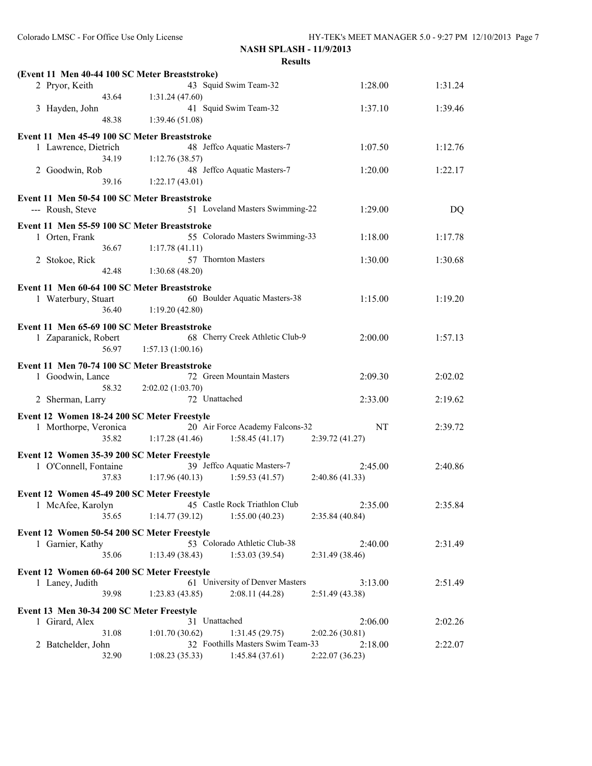**NASH SPLASH - 11/9/2013**

**Results**

**(Event 11 Men 40-44 100 SC Meter Breaststroke)**

| | Name | Age | Team | Seed Time | Finals Time |
|---|---|---|---|---|---|
| 2 | Pryor, Keith | 43 | Squid Swim Team-32 | 1:28.00 | 1:31.24 |
| | 43.64 | 1:31.24 (47.60) | | | |
| 3 | Hayden, John | 41 | Squid Swim Team-32 | 1:37.10 | 1:39.46 |
| | 48.38 | 1:39.46 (51.08) | | | |

**Event 11 Men 45-49 100 SC Meter Breaststroke**

| | Name | Age | Team | Seed Time | Finals Time |
|---|---|---|---|---|---|
| 1 | Lawrence, Dietrich | 48 | Jeffco Aquatic Masters-7 | 1:07.50 | 1:12.76 |
| | 34.19 | 1:12.76 (38.57) | | | |
| 2 | Goodwin, Rob | 48 | Jeffco Aquatic Masters-7 | 1:20.00 | 1:22.17 |
| | 39.16 | 1:22.17 (43.01) | | | |

**Event 11 Men 50-54 100 SC Meter Breaststroke**

| | Name | Age | Team | Seed Time | Finals Time |
|---|---|---|---|---|---|
| --- | Roush, Steve | 51 | Loveland Masters Swimming-22 | 1:29.00 | DQ |

**Event 11 Men 55-59 100 SC Meter Breaststroke**

| | Name | Age | Team | Seed Time | Finals Time |
|---|---|---|---|---|---|
| 1 | Orten, Frank | 55 | Colorado Masters Swimming-33 | 1:18.00 | 1:17.78 |
| | 36.67 | 1:17.78 (41.11) | | | |
| 2 | Stokoe, Rick | 57 | Thornton Masters | 1:30.00 | 1:30.68 |
| | 42.48 | 1:30.68 (48.20) | | | |

**Event 11 Men 60-64 100 SC Meter Breaststroke**

| | Name | Age | Team | Seed Time | Finals Time |
|---|---|---|---|---|---|
| 1 | Waterbury, Stuart | 60 | Boulder Aquatic Masters-38 | 1:15.00 | 1:19.20 |
| | 36.40 | 1:19.20 (42.80) | | | |

**Event 11 Men 65-69 100 SC Meter Breaststroke**

| | Name | Age | Team | Seed Time | Finals Time |
|---|---|---|---|---|---|
| 1 | Zaparanick, Robert | 68 | Cherry Creek Athletic Club-9 | 2:00.00 | 1:57.13 |
| | 56.97 | 1:57.13 (1:00.16) | | | |

**Event 11 Men 70-74 100 SC Meter Breaststroke**

| | Name | Age | Team | Seed Time | Finals Time |
|---|---|---|---|---|---|
| 1 | Goodwin, Lance | 72 | Green Mountain Masters | 2:09.30 | 2:02.02 |
| | 58.32 | 2:02.02 (1:03.70) | | | |
| 2 | Sherman, Larry | 72 | Unattached | 2:33.00 | 2:19.62 |

**Event 12 Women 18-24 200 SC Meter Freestyle**

| | Name | Age | Team | | Seed Time | Finals Time |
|---|---|---|---|---|---|---|
| 1 | Morthorpe, Veronica | 20 | Air Force Academy Falcons-32 | | NT | 2:39.72 |
| | 35.82 | 1:17.28 (41.46) | 1:58.45 (41.17) | 2:39.72 (41.27) | | |

**Event 12 Women 35-39 200 SC Meter Freestyle**

| | Name | Age | Team | | Seed Time | Finals Time |
|---|---|---|---|---|---|---|
| 1 | O'Connell, Fontaine | 39 | Jeffco Aquatic Masters-7 | | 2:45.00 | 2:40.86 |
| | 37.83 | 1:17.96 (40.13) | 1:59.53 (41.57) | 2:40.86 (41.33) | | |

**Event 12 Women 45-49 200 SC Meter Freestyle**

| | Name | Age | Team | | Seed Time | Finals Time |
|---|---|---|---|---|---|---|
| 1 | McAfee, Karolyn | 45 | Castle Rock Triathlon Club | | 2:35.00 | 2:35.84 |
| | 35.65 | 1:14.77 (39.12) | 1:55.00 (40.23) | 2:35.84 (40.84) | | |

**Event 12 Women 50-54 200 SC Meter Freestyle**

| | Name | Age | Team | | Seed Time | Finals Time |
|---|---|---|---|---|---|---|
| 1 | Garnier, Kathy | 53 | Colorado Athletic Club-38 | | 2:40.00 | 2:31.49 |
| | 35.06 | 1:13.49 (38.43) | 1:53.03 (39.54) | 2:31.49 (38.46) | | |

**Event 12 Women 60-64 200 SC Meter Freestyle**

| | Name | Age | Team | | Seed Time | Finals Time |
|---|---|---|---|---|---|---|
| 1 | Laney, Judith | 61 | University of Denver Masters | | 3:13.00 | 2:51.49 |
| | 39.98 | 1:23.83 (43.85) | 2:08.11 (44.28) | 2:51.49 (43.38) | | |

**Event 13 Men 30-34 200 SC Meter Freestyle**

| | Name | Age | Team | | Seed Time | Finals Time |
|---|---|---|---|---|---|---|
| 1 | Girard, Alex | 31 | Unattached | | 2:06.00 | 2:02.26 |
| | 31.08 | 1:01.70 (30.62) | 1:31.45 (29.75) | 2:02.26 (30.81) | | |
| 2 | Batchelder, John | 32 | Foothills Masters Swim Team-33 | | 2:18.00 | 2:22.07 |
| | 32.90 | 1:08.23 (35.33) | 1:45.84 (37.61) | 2:22.07 (36.23) | | |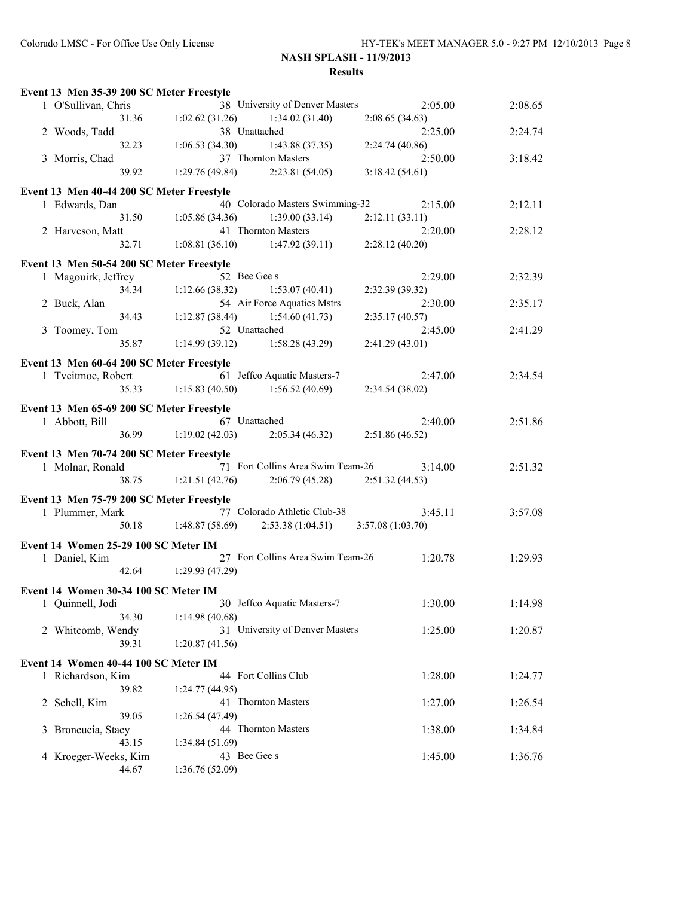**NASH SPLASH - 11/9/2013**

**Results**

### Event 13 Men 35-39 200 SC Meter Freestyle

| Place | Name | Age | Team | Seed Time | Finals Time |
|---|---|---|---|---|---|
| 1 | O'Sullivan, Chris | 38 | University of Denver Masters | 2:05.00 | 2:08.65 |
| | 31.36 | 1:02.62 (31.26) | 1:34.02 (31.40) | 2:08.65 (34.63) | |
| 2 | Woods, Tadd | 38 | Unattached | 2:25.00 | 2:24.74 |
| | 32.23 | 1:06.53 (34.30) | 1:43.88 (37.35) | 2:24.74 (40.86) | |
| 3 | Morris, Chad | 37 | Thornton Masters | 2:50.00 | 3:18.42 |
| | 39.92 | 1:29.76 (49.84) | 2:23.81 (54.05) | 3:18.42 (54.61) | |

### Event 13 Men 40-44 200 SC Meter Freestyle

| Place | Name | Age | Team | Seed Time | Finals Time |
|---|---|---|---|---|---|
| 1 | Edwards, Dan | 40 | Colorado Masters Swimming-32 | 2:15.00 | 2:12.11 |
| | 31.50 | 1:05.86 (34.36) | 1:39.00 (33.14) | 2:12.11 (33.11) | |
| 2 | Harveson, Matt | 41 | Thornton Masters | 2:20.00 | 2:28.12 |
| | 32.71 | 1:08.81 (36.10) | 1:47.92 (39.11) | 2:28.12 (40.20) | |

### Event 13 Men 50-54 200 SC Meter Freestyle

| Place | Name | Age | Team | Seed Time | Finals Time |
|---|---|---|---|---|---|
| 1 | Magouirk, Jeffrey | 52 | Bee Gee s | 2:29.00 | 2:32.39 |
| | 34.34 | 1:12.66 (38.32) | 1:53.07 (40.41) | 2:32.39 (39.32) | |
| 2 | Buck, Alan | 54 | Air Force Aquatics Mstrs | 2:30.00 | 2:35.17 |
| | 34.43 | 1:12.87 (38.44) | 1:54.60 (41.73) | 2:35.17 (40.57) | |
| 3 | Toomey, Tom | 52 | Unattached | 2:45.00 | 2:41.29 |
| | 35.87 | 1:14.99 (39.12) | 1:58.28 (43.29) | 2:41.29 (43.01) | |

### Event 13 Men 60-64 200 SC Meter Freestyle

| Place | Name | Age | Team | Seed Time | Finals Time |
|---|---|---|---|---|---|
| 1 | Tveitmoe, Robert | 61 | Jeffco Aquatic Masters-7 | 2:47.00 | 2:34.54 |
| | 35.33 | 1:15.83 (40.50) | 1:56.52 (40.69) | 2:34.54 (38.02) | |

### Event 13 Men 65-69 200 SC Meter Freestyle

| Place | Name | Age | Team | Seed Time | Finals Time |
|---|---|---|---|---|---|
| 1 | Abbott, Bill | 67 | Unattached | 2:40.00 | 2:51.86 |
| | 36.99 | 1:19.02 (42.03) | 2:05.34 (46.32) | 2:51.86 (46.52) | |

### Event 13 Men 70-74 200 SC Meter Freestyle

| Place | Name | Age | Team | Seed Time | Finals Time |
|---|---|---|---|---|---|
| 1 | Molnar, Ronald | 71 | Fort Collins Area Swim Team-26 | 3:14.00 | 2:51.32 |
| | 38.75 | 1:21.51 (42.76) | 2:06.79 (45.28) | 2:51.32 (44.53) | |

### Event 13 Men 75-79 200 SC Meter Freestyle

| Place | Name | Age | Team | Seed Time | Finals Time |
|---|---|---|---|---|---|
| 1 | Plummer, Mark | 77 | Colorado Athletic Club-38 | 3:45.11 | 3:57.08 |
| | 50.18 | 1:48.87 (58.69) | 2:53.38 (1:04.51) | 3:57.08 (1:03.70) | |

### Event 14 Women 25-29 100 SC Meter IM

| Place | Name | Age | Team | Seed Time | Finals Time |
|---|---|---|---|---|---|
| 1 | Daniel, Kim | 27 | Fort Collins Area Swim Team-26 | 1:20.78 | 1:29.93 |
| | 42.64 | 1:29.93 (47.29) | | | |

### Event 14 Women 30-34 100 SC Meter IM

| Place | Name | Age | Team | Seed Time | Finals Time |
|---|---|---|---|---|---|
| 1 | Quinnell, Jodi | 30 | Jeffco Aquatic Masters-7 | 1:30.00 | 1:14.98 |
| | 34.30 | 1:14.98 (40.68) | | | |
| 2 | Whitcomb, Wendy | 31 | University of Denver Masters | 1:25.00 | 1:20.87 |
| | 39.31 | 1:20.87 (41.56) | | | |

### Event 14 Women 40-44 100 SC Meter IM

| Place | Name | Age | Team | Seed Time | Finals Time |
|---|---|---|---|---|---|
| 1 | Richardson, Kim | 44 | Fort Collins Club | 1:28.00 | 1:24.77 |
| | 39.82 | 1:24.77 (44.95) | | | |
| 2 | Schell, Kim | 41 | Thornton Masters | 1:27.00 | 1:26.54 |
| | 39.05 | 1:26.54 (47.49) | | | |
| 3 | Broncucia, Stacy | 44 | Thornton Masters | 1:38.00 | 1:34.84 |
| | 43.15 | 1:34.84 (51.69) | | | |
| 4 | Kroeger-Weeks, Kim | 43 | Bee Gee s | 1:45.00 | 1:36.76 |
| | 44.67 | 1:36.76 (52.09) | | | |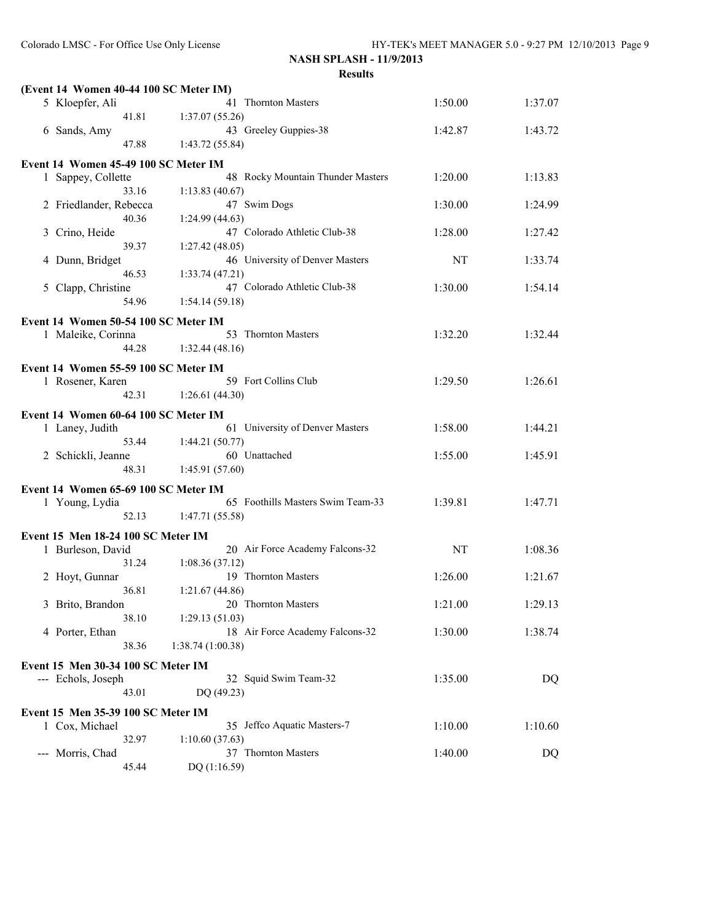**NASH SPLASH - 11/9/2013**

**Results**

**(Event 14 Women 40-44 100 SC Meter IM)**

| | Name | Age | Team | Seed Time | Finals Time |
|---|---|---|---|---|---|
| 5 | Kloepfer, Ali | 41 | Thornton Masters | 1:50.00 | 1:37.07 |
| | 41.81 | 1:37.07 (55.26) | | | |
| 6 | Sands, Amy | 43 | Greeley Guppies-38 | 1:42.87 | 1:43.72 |
| | 47.88 | 1:43.72 (55.84) | | | |

**Event 14 Women 45-49 100 SC Meter IM**

| | Name | Age | Team | Seed Time | Finals Time |
|---|---|---|---|---|---|
| 1 | Sappey, Collette | 48 | Rocky Mountain Thunder Masters | 1:20.00 | 1:13.83 |
| | 33.16 | 1:13.83 (40.67) | | | |
| 2 | Friedlander, Rebecca | 47 | Swim Dogs | 1:30.00 | 1:24.99 |
| | 40.36 | 1:24.99 (44.63) | | | |
| 3 | Crino, Heide | 47 | Colorado Athletic Club-38 | 1:28.00 | 1:27.42 |
| | 39.37 | 1:27.42 (48.05) | | | |
| 4 | Dunn, Bridget | 46 | University of Denver Masters | NT | 1:33.74 |
| | 46.53 | 1:33.74 (47.21) | | | |
| 5 | Clapp, Christine | 47 | Colorado Athletic Club-38 | 1:30.00 | 1:54.14 |
| | 54.96 | 1:54.14 (59.18) | | | |

**Event 14 Women 50-54 100 SC Meter IM**

| | Name | Age | Team | Seed Time | Finals Time |
|---|---|---|---|---|---|
| 1 | Maleike, Corinna | 53 | Thornton Masters | 1:32.20 | 1:32.44 |
| | 44.28 | 1:32.44 (48.16) | | | |

**Event 14 Women 55-59 100 SC Meter IM**

| | Name | Age | Team | Seed Time | Finals Time |
|---|---|---|---|---|---|
| 1 | Rosener, Karen | 59 | Fort Collins Club | 1:29.50 | 1:26.61 |
| | 42.31 | 1:26.61 (44.30) | | | |

**Event 14 Women 60-64 100 SC Meter IM**

| | Name | Age | Team | Seed Time | Finals Time |
|---|---|---|---|---|---|
| 1 | Laney, Judith | 61 | University of Denver Masters | 1:58.00 | 1:44.21 |
| | 53.44 | 1:44.21 (50.77) | | | |
| 2 | Schickli, Jeanne | 60 | Unattached | 1:55.00 | 1:45.91 |
| | 48.31 | 1:45.91 (57.60) | | | |

**Event 14 Women 65-69 100 SC Meter IM**

| | Name | Age | Team | Seed Time | Finals Time |
|---|---|---|---|---|---|
| 1 | Young, Lydia | 65 | Foothills Masters Swim Team-33 | 1:39.81 | 1:47.71 |
| | 52.13 | 1:47.71 (55.58) | | | |

**Event 15 Men 18-24 100 SC Meter IM**

| | Name | Age | Team | Seed Time | Finals Time |
|---|---|---|---|---|---|
| 1 | Burleson, David | 20 | Air Force Academy Falcons-32 | NT | 1:08.36 |
| | 31.24 | 1:08.36 (37.12) | | | |
| 2 | Hoyt, Gunnar | 19 | Thornton Masters | 1:26.00 | 1:21.67 |
| | 36.81 | 1:21.67 (44.86) | | | |
| 3 | Brito, Brandon | 20 | Thornton Masters | 1:21.00 | 1:29.13 |
| | 38.10 | 1:29.13 (51.03) | | | |
| 4 | Porter, Ethan | 18 | Air Force Academy Falcons-32 | 1:30.00 | 1:38.74 |
| | 38.36 | 1:38.74 (1:00.38) | | | |

**Event 15 Men 30-34 100 SC Meter IM**

| | Name | Age | Team | Seed Time | Finals Time |
|---|---|---|---|---|---|
| --- | Echols, Joseph | 32 | Squid Swim Team-32 | 1:35.00 | DQ |
| | 43.01 | DQ (49.23) | | | |

**Event 15 Men 35-39 100 SC Meter IM**

| | Name | Age | Team | Seed Time | Finals Time |
|---|---|---|---|---|---|
| 1 | Cox, Michael | 35 | Jeffco Aquatic Masters-7 | 1:10.00 | 1:10.60 |
| | 32.97 | 1:10.60 (37.63) | | | |
| --- | Morris, Chad | 37 | Thornton Masters | 1:40.00 | DQ |
| | 45.44 | DQ (1:16.59) | | | |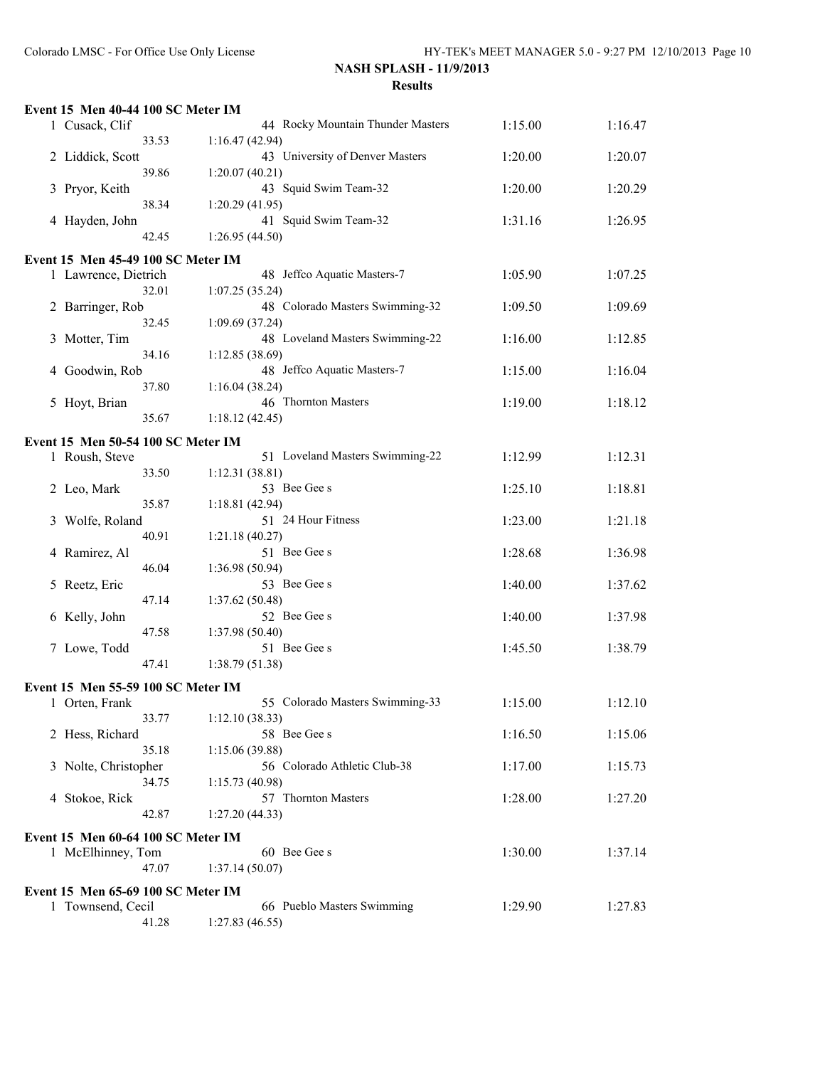## NASH SPLASH - 11/9/2013

### Results

**Event 15 Men 40-44 100 SC Meter IM**

| Place | Name | Age | Team | Seed Time | Finals Time |
|---|---|---|---|---|---|
| 1 | Cusack, Clif | 44 | Rocky Mountain Thunder Masters | 1:15.00 | 1:16.47 |
| | 33.53 | | 1:16.47 (42.94) | | |
| 2 | Liddick, Scott | 43 | University of Denver Masters | 1:20.00 | 1:20.07 |
| | 39.86 | | 1:20.07 (40.21) | | |
| 3 | Pryor, Keith | 43 | Squid Swim Team-32 | 1:20.00 | 1:20.29 |
| | 38.34 | | 1:20.29 (41.95) | | |
| 4 | Hayden, John | 41 | Squid Swim Team-32 | 1:31.16 | 1:26.95 |
| | 42.45 | | 1:26.95 (44.50) | | |

**Event 15 Men 45-49 100 SC Meter IM**

| Place | Name | Age | Team | Seed Time | Finals Time |
|---|---|---|---|---|---|
| 1 | Lawrence, Dietrich | 48 | Jeffco Aquatic Masters-7 | 1:05.90 | 1:07.25 |
| | 32.01 | | 1:07.25 (35.24) | | |
| 2 | Barringer, Rob | 48 | Colorado Masters Swimming-32 | 1:09.50 | 1:09.69 |
| | 32.45 | | 1:09.69 (37.24) | | |
| 3 | Motter, Tim | 48 | Loveland Masters Swimming-22 | 1:16.00 | 1:12.85 |
| | 34.16 | | 1:12.85 (38.69) | | |
| 4 | Goodwin, Rob | 48 | Jeffco Aquatic Masters-7 | 1:15.00 | 1:16.04 |
| | 37.80 | | 1:16.04 (38.24) | | |
| 5 | Hoyt, Brian | 46 | Thornton Masters | 1:19.00 | 1:18.12 |
| | 35.67 | | 1:18.12 (42.45) | | |

**Event 15 Men 50-54 100 SC Meter IM**

| Place | Name | Age | Team | Seed Time | Finals Time |
|---|---|---|---|---|---|
| 1 | Roush, Steve | 51 | Loveland Masters Swimming-22 | 1:12.99 | 1:12.31 |
| | 33.50 | | 1:12.31 (38.81) | | |
| 2 | Leo, Mark | 53 | Bee Gee s | 1:25.10 | 1:18.81 |
| | 35.87 | | 1:18.81 (42.94) | | |
| 3 | Wolfe, Roland | 51 | 24 Hour Fitness | 1:23.00 | 1:21.18 |
| | 40.91 | | 1:21.18 (40.27) | | |
| 4 | Ramirez, Al | 51 | Bee Gee s | 1:28.68 | 1:36.98 |
| | 46.04 | | 1:36.98 (50.94) | | |
| 5 | Reetz, Eric | 53 | Bee Gee s | 1:40.00 | 1:37.62 |
| | 47.14 | | 1:37.62 (50.48) | | |
| 6 | Kelly, John | 52 | Bee Gee s | 1:40.00 | 1:37.98 |
| | 47.58 | | 1:37.98 (50.40) | | |
| 7 | Lowe, Todd | 51 | Bee Gee s | 1:45.50 | 1:38.79 |
| | 47.41 | | 1:38.79 (51.38) | | |

**Event 15 Men 55-59 100 SC Meter IM**

| Place | Name | Age | Team | Seed Time | Finals Time |
|---|---|---|---|---|---|
| 1 | Orten, Frank | 55 | Colorado Masters Swimming-33 | 1:15.00 | 1:12.10 |
| | 33.77 | | 1:12.10 (38.33) | | |
| 2 | Hess, Richard | 58 | Bee Gee s | 1:16.50 | 1:15.06 |
| | 35.18 | | 1:15.06 (39.88) | | |
| 3 | Nolte, Christopher | 56 | Colorado Athletic Club-38 | 1:17.00 | 1:15.73 |
| | 34.75 | | 1:15.73 (40.98) | | |
| 4 | Stokoe, Rick | 57 | Thornton Masters | 1:28.00 | 1:27.20 |
| | 42.87 | | 1:27.20 (44.33) | | |

**Event 15 Men 60-64 100 SC Meter IM**

| Place | Name | Age | Team | Seed Time | Finals Time |
|---|---|---|---|---|---|
| 1 | McElhinney, Tom | 60 | Bee Gee s | 1:30.00 | 1:37.14 |
| | 47.07 | | 1:37.14 (50.07) | | |

**Event 15 Men 65-69 100 SC Meter IM**

| Place | Name | Age | Team | Seed Time | Finals Time |
|---|---|---|---|---|---|
| 1 | Townsend, Cecil | 66 | Pueblo Masters Swimming | 1:29.90 | 1:27.83 |
| | 41.28 | | 1:27.83 (46.55) | | |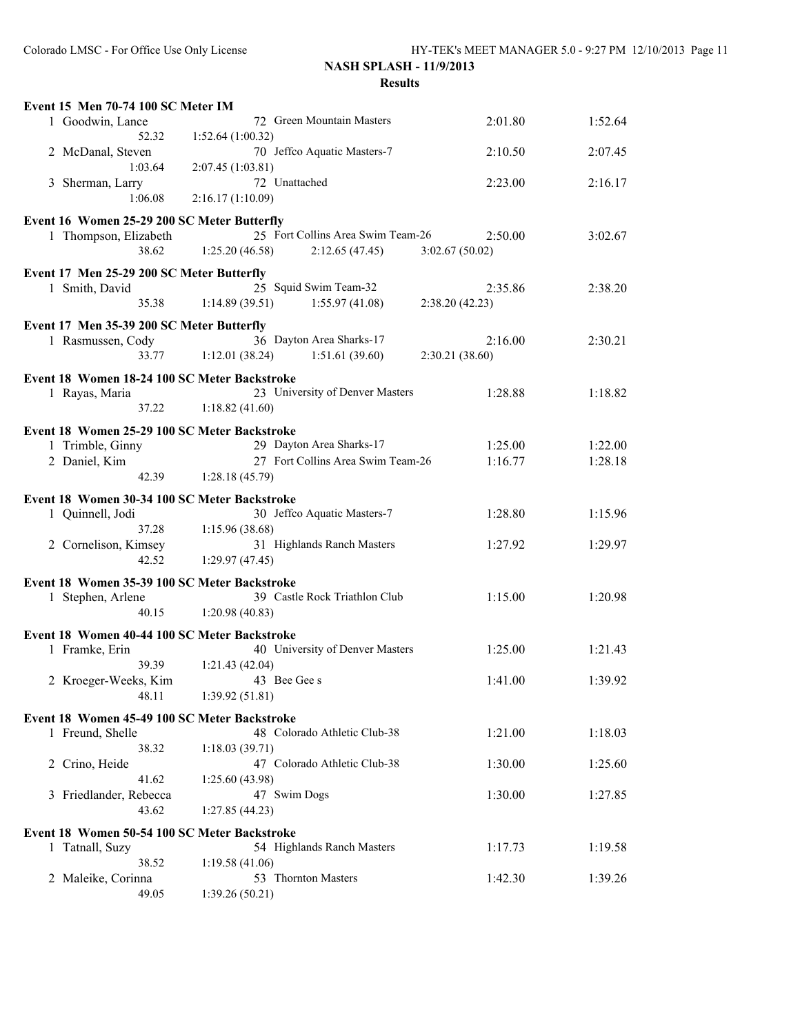## NASH SPLASH - 11/9/2013

### Results

#### Event 15 Men 70-74 100 SC Meter IM

| Place | Name | Age | Team | Seed Time | Finals Time |
|---|---|---|---|---|---|
| 1 | Goodwin, Lance | 72 | Green Mountain Masters | 2:01.80 | 1:52.64 |
| | 52.32 | 1:52.64 (1:00.32) | | | |
| 2 | McDanal, Steven | 70 | Jeffco Aquatic Masters-7 | 2:10.50 | 2:07.45 |
| | 1:03.64 | 2:07.45 (1:03.81) | | | |
| 3 | Sherman, Larry | 72 | Unattached | 2:23.00 | 2:16.17 |
| | 1:06.08 | 2:16.17 (1:10.09) | | | |

#### Event 16 Women 25-29 200 SC Meter Butterfly

| Place | Name | Age | Team | Seed Time | Finals Time |
|---|---|---|---|---|---|
| 1 | Thompson, Elizabeth | 25 | Fort Collins Area Swim Team-26 | 2:50.00 | 3:02.67 |
| | 38.62 | 1:25.20 (46.58) | 2:12.65 (47.45) | 3:02.67 (50.02) | |

#### Event 17 Men 25-29 200 SC Meter Butterfly

| Place | Name | Age | Team | Seed Time | Finals Time |
|---|---|---|---|---|---|
| 1 | Smith, David | 25 | Squid Swim Team-32 | 2:35.86 | 2:38.20 |
| | 35.38 | 1:14.89 (39.51) | 1:55.97 (41.08) | 2:38.20 (42.23) | |

#### Event 17 Men 35-39 200 SC Meter Butterfly

| Place | Name | Age | Team | Seed Time | Finals Time |
|---|---|---|---|---|---|
| 1 | Rasmussen, Cody | 36 | Dayton Area Sharks-17 | 2:16.00 | 2:30.21 |
| | 33.77 | 1:12.01 (38.24) | 1:51.61 (39.60) | 2:30.21 (38.60) | |

#### Event 18 Women 18-24 100 SC Meter Backstroke

| Place | Name | Age | Team | Seed Time | Finals Time |
|---|---|---|---|---|---|
| 1 | Rayas, Maria | 23 | University of Denver Masters | 1:28.88 | 1:18.82 |
| | 37.22 | 1:18.82 (41.60) | | | |

#### Event 18 Women 25-29 100 SC Meter Backstroke

| Place | Name | Age | Team | Seed Time | Finals Time |
|---|---|---|---|---|---|
| 1 | Trimble, Ginny | 29 | Dayton Area Sharks-17 | 1:25.00 | 1:22.00 |
| 2 | Daniel, Kim | 27 | Fort Collins Area Swim Team-26 | 1:16.77 | 1:28.18 |
| | 42.39 | 1:28.18 (45.79) | | | |

#### Event 18 Women 30-34 100 SC Meter Backstroke

| Place | Name | Age | Team | Seed Time | Finals Time |
|---|---|---|---|---|---|
| 1 | Quinnell, Jodi | 30 | Jeffco Aquatic Masters-7 | 1:28.80 | 1:15.96 |
| | 37.28 | 1:15.96 (38.68) | | | |
| 2 | Cornelison, Kimsey | 31 | Highlands Ranch Masters | 1:27.92 | 1:29.97 |
| | 42.52 | 1:29.97 (47.45) | | | |

#### Event 18 Women 35-39 100 SC Meter Backstroke

| Place | Name | Age | Team | Seed Time | Finals Time |
|---|---|---|---|---|---|
| 1 | Stephen, Arlene | 39 | Castle Rock Triathlon Club | 1:15.00 | 1:20.98 |
| | 40.15 | 1:20.98 (40.83) | | | |

#### Event 18 Women 40-44 100 SC Meter Backstroke

| Place | Name | Age | Team | Seed Time | Finals Time |
|---|---|---|---|---|---|
| 1 | Framke, Erin | 40 | University of Denver Masters | 1:25.00 | 1:21.43 |
| | 39.39 | 1:21.43 (42.04) | | | |
| 2 | Kroeger-Weeks, Kim | 43 | Bee Gee s | 1:41.00 | 1:39.92 |
| | 48.11 | 1:39.92 (51.81) | | | |

#### Event 18 Women 45-49 100 SC Meter Backstroke

| Place | Name | Age | Team | Seed Time | Finals Time |
|---|---|---|---|---|---|
| 1 | Freund, Shelle | 48 | Colorado Athletic Club-38 | 1:21.00 | 1:18.03 |
| | 38.32 | 1:18.03 (39.71) | | | |
| 2 | Crino, Heide | 47 | Colorado Athletic Club-38 | 1:30.00 | 1:25.60 |
| | 41.62 | 1:25.60 (43.98) | | | |
| 3 | Friedlander, Rebecca | 47 | Swim Dogs | 1:30.00 | 1:27.85 |
| | 43.62 | 1:27.85 (44.23) | | | |

#### Event 18 Women 50-54 100 SC Meter Backstroke

| Place | Name | Age | Team | Seed Time | Finals Time |
|---|---|---|---|---|---|
| 1 | Tatnall, Suzy | 54 | Highlands Ranch Masters | 1:17.73 | 1:19.58 |
| | 38.52 | 1:19.58 (41.06) | | | |
| 2 | Maleike, Corinna | 53 | Thornton Masters | 1:42.30 | 1:39.26 |
| | 49.05 | 1:39.26 (50.21) | | | |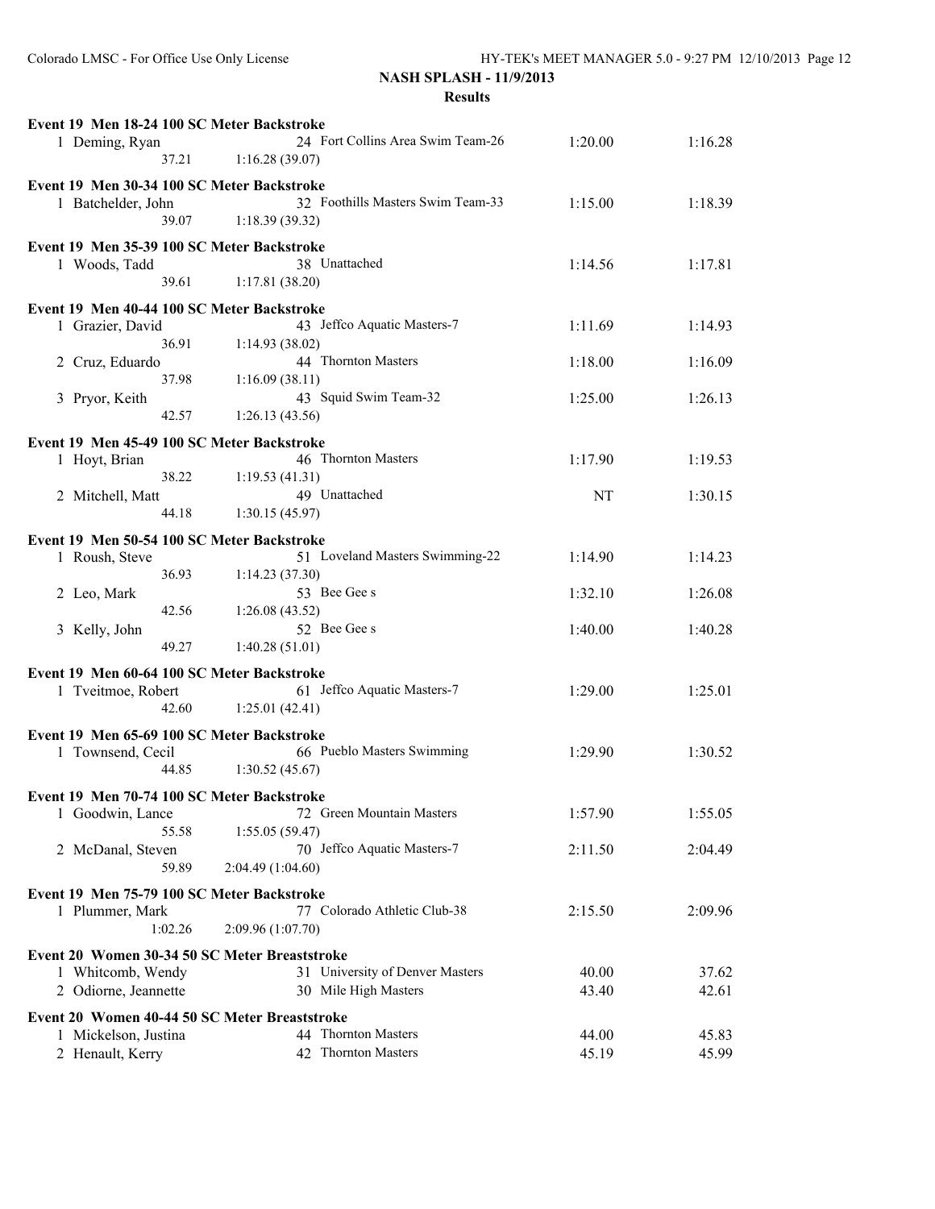**NASH SPLASH - 11/9/2013**

**Results**

**Event 19 Men 18-24 100 SC Meter Backstroke**

| | Name | Age | Team | Seed | Finals |
|---|---|---|---|---|---|
| 1 | Deming, Ryan | 24 | Fort Collins Area Swim Team-26 | 1:20.00 | 1:16.28 |
| | 37.21 | 1:16.28 (39.07) | | | |

**Event 19 Men 30-34 100 SC Meter Backstroke**

| | Name | Age | Team | Seed | Finals |
|---|---|---|---|---|---|
| 1 | Batchelder, John | 32 | Foothills Masters Swim Team-33 | 1:15.00 | 1:18.39 |
| | 39.07 | 1:18.39 (39.32) | | | |

**Event 19 Men 35-39 100 SC Meter Backstroke**

| | Name | Age | Team | Seed | Finals |
|---|---|---|---|---|---|
| 1 | Woods, Tadd | 38 | Unattached | 1:14.56 | 1:17.81 |
| | 39.61 | 1:17.81 (38.20) | | | |

**Event 19 Men 40-44 100 SC Meter Backstroke**

| | Name | Age | Team | Seed | Finals |
|---|---|---|---|---|---|
| 1 | Grazier, David | 43 | Jeffco Aquatic Masters-7 | 1:11.69 | 1:14.93 |
| | 36.91 | 1:14.93 (38.02) | | | |
| 2 | Cruz, Eduardo | 44 | Thornton Masters | 1:18.00 | 1:16.09 |
| | 37.98 | 1:16.09 (38.11) | | | |
| 3 | Pryor, Keith | 43 | Squid Swim Team-32 | 1:25.00 | 1:26.13 |
| | 42.57 | 1:26.13 (43.56) | | | |

**Event 19 Men 45-49 100 SC Meter Backstroke**

| | Name | Age | Team | Seed | Finals |
|---|---|---|---|---|---|
| 1 | Hoyt, Brian | 46 | Thornton Masters | 1:17.90 | 1:19.53 |
| | 38.22 | 1:19.53 (41.31) | | | |
| 2 | Mitchell, Matt | 49 | Unattached | NT | 1:30.15 |
| | 44.18 | 1:30.15 (45.97) | | | |

**Event 19 Men 50-54 100 SC Meter Backstroke**

| | Name | Age | Team | Seed | Finals |
|---|---|---|---|---|---|
| 1 | Roush, Steve | 51 | Loveland Masters Swimming-22 | 1:14.90 | 1:14.23 |
| | 36.93 | 1:14.23 (37.30) | | | |
| 2 | Leo, Mark | 53 | Bee Gee s | 1:32.10 | 1:26.08 |
| | 42.56 | 1:26.08 (43.52) | | | |
| 3 | Kelly, John | 52 | Bee Gee s | 1:40.00 | 1:40.28 |
| | 49.27 | 1:40.28 (51.01) | | | |

**Event 19 Men 60-64 100 SC Meter Backstroke**

| | Name | Age | Team | Seed | Finals |
|---|---|---|---|---|---|
| 1 | Tveitmoe, Robert | 61 | Jeffco Aquatic Masters-7 | 1:29.00 | 1:25.01 |
| | 42.60 | 1:25.01 (42.41) | | | |

**Event 19 Men 65-69 100 SC Meter Backstroke**

| | Name | Age | Team | Seed | Finals |
|---|---|---|---|---|---|
| 1 | Townsend, Cecil | 66 | Pueblo Masters Swimming | 1:29.90 | 1:30.52 |
| | 44.85 | 1:30.52 (45.67) | | | |

**Event 19 Men 70-74 100 SC Meter Backstroke**

| | Name | Age | Team | Seed | Finals |
|---|---|---|---|---|---|
| 1 | Goodwin, Lance | 72 | Green Mountain Masters | 1:57.90 | 1:55.05 |
| | 55.58 | 1:55.05 (59.47) | | | |
| 2 | McDanal, Steven | 70 | Jeffco Aquatic Masters-7 | 2:11.50 | 2:04.49 |
| | 59.89 | 2:04.49 (1:04.60) | | | |

**Event 19 Men 75-79 100 SC Meter Backstroke**

| | Name | Age | Team | Seed | Finals |
|---|---|---|---|---|---|
| 1 | Plummer, Mark | 77 | Colorado Athletic Club-38 | 2:15.50 | 2:09.96 |
| | 1:02.26 | 2:09.96 (1:07.70) | | | |

**Event 20 Women 30-34 50 SC Meter Breaststroke**

| | Name | Age | Team | Seed | Finals |
|---|---|---|---|---|---|
| 1 | Whitcomb, Wendy | 31 | University of Denver Masters | 40.00 | 37.62 |
| 2 | Odiorne, Jeannette | 30 | Mile High Masters | 43.40 | 42.61 |

**Event 20 Women 40-44 50 SC Meter Breaststroke**

| | Name | Age | Team | Seed | Finals |
|---|---|---|---|---|---|
| 1 | Mickelson, Justina | 44 | Thornton Masters | 44.00 | 45.83 |
| 2 | Henault, Kerry | 42 | Thornton Masters | 45.19 | 45.99 |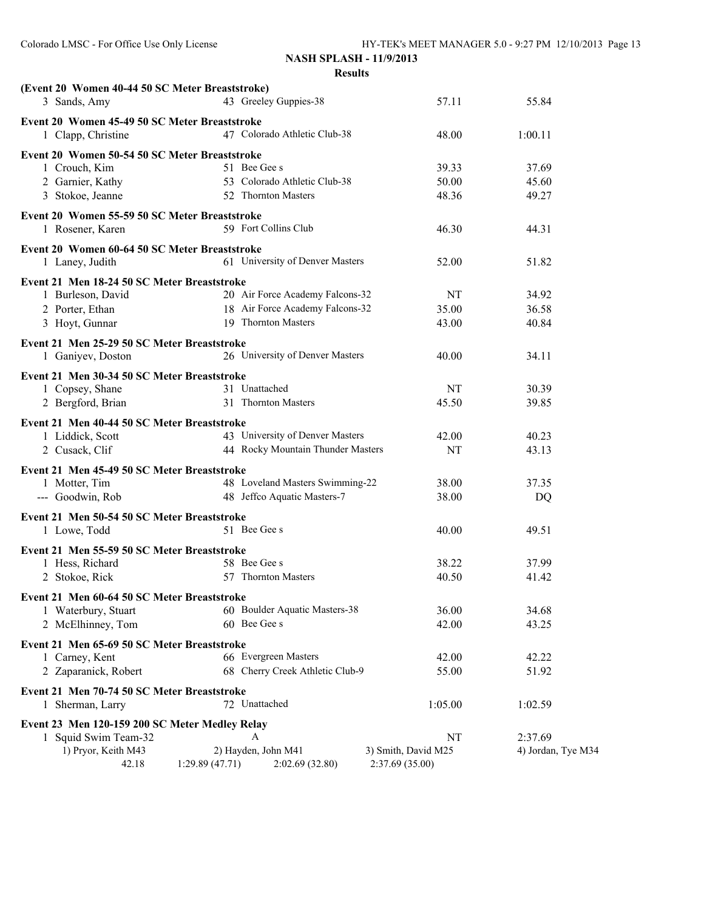**NASH SPLASH - 11/9/2013**

**Results**

**(Event 20 Women 40-44 50 SC Meter Breaststroke)**

| Place | Name | Age | Team | Seed Time | Finals Time |
|---|---|---|---|---|---|
| 3 | Sands, Amy | 43 | Greeley Guppies-38 | 57.11 | 55.84 |

**Event 20 Women 45-49 50 SC Meter Breaststroke**

| Place | Name | Age | Team | Seed Time | Finals Time |
|---|---|---|---|---|---|
| 1 | Clapp, Christine | 47 | Colorado Athletic Club-38 | 48.00 | 1:00.11 |

**Event 20 Women 50-54 50 SC Meter Breaststroke**

| Place | Name | Age | Team | Seed Time | Finals Time |
|---|---|---|---|---|---|
| 1 | Crouch, Kim | 51 | Bee Gee s | 39.33 | 37.69 |
| 2 | Garnier, Kathy | 53 | Colorado Athletic Club-38 | 50.00 | 45.60 |
| 3 | Stokoe, Jeanne | 52 | Thornton Masters | 48.36 | 49.27 |

**Event 20 Women 55-59 50 SC Meter Breaststroke**

| Place | Name | Age | Team | Seed Time | Finals Time |
|---|---|---|---|---|---|
| 1 | Rosener, Karen | 59 | Fort Collins Club | 46.30 | 44.31 |

**Event 20 Women 60-64 50 SC Meter Breaststroke**

| Place | Name | Age | Team | Seed Time | Finals Time |
|---|---|---|---|---|---|
| 1 | Laney, Judith | 61 | University of Denver Masters | 52.00 | 51.82 |

**Event 21 Men 18-24 50 SC Meter Breaststroke**

| Place | Name | Age | Team | Seed Time | Finals Time |
|---|---|---|---|---|---|
| 1 | Burleson, David | 20 | Air Force Academy Falcons-32 | NT | 34.92 |
| 2 | Porter, Ethan | 18 | Air Force Academy Falcons-32 | 35.00 | 36.58 |
| 3 | Hoyt, Gunnar | 19 | Thornton Masters | 43.00 | 40.84 |

**Event 21 Men 25-29 50 SC Meter Breaststroke**

| Place | Name | Age | Team | Seed Time | Finals Time |
|---|---|---|---|---|---|
| 1 | Ganiyev, Doston | 26 | University of Denver Masters | 40.00 | 34.11 |

**Event 21 Men 30-34 50 SC Meter Breaststroke**

| Place | Name | Age | Team | Seed Time | Finals Time |
|---|---|---|---|---|---|
| 1 | Copsey, Shane | 31 | Unattached | NT | 30.39 |
| 2 | Bergford, Brian | 31 | Thornton Masters | 45.50 | 39.85 |

**Event 21 Men 40-44 50 SC Meter Breaststroke**

| Place | Name | Age | Team | Seed Time | Finals Time |
|---|---|---|---|---|---|
| 1 | Liddick, Scott | 43 | University of Denver Masters | 42.00 | 40.23 |
| 2 | Cusack, Clif | 44 | Rocky Mountain Thunder Masters | NT | 43.13 |

**Event 21 Men 45-49 50 SC Meter Breaststroke**

| Place | Name | Age | Team | Seed Time | Finals Time |
|---|---|---|---|---|---|
| 1 | Motter, Tim | 48 | Loveland Masters Swimming-22 | 38.00 | 37.35 |
| --- | Goodwin, Rob | 48 | Jeffco Aquatic Masters-7 | 38.00 | DQ |

**Event 21 Men 50-54 50 SC Meter Breaststroke**

| Place | Name | Age | Team | Seed Time | Finals Time |
|---|---|---|---|---|---|
| 1 | Lowe, Todd | 51 | Bee Gee s | 40.00 | 49.51 |

**Event 21 Men 55-59 50 SC Meter Breaststroke**

| Place | Name | Age | Team | Seed Time | Finals Time |
|---|---|---|---|---|---|
| 1 | Hess, Richard | 58 | Bee Gee s | 38.22 | 37.99 |
| 2 | Stokoe, Rick | 57 | Thornton Masters | 40.50 | 41.42 |

**Event 21 Men 60-64 50 SC Meter Breaststroke**

| Place | Name | Age | Team | Seed Time | Finals Time |
|---|---|---|---|---|---|
| 1 | Waterbury, Stuart | 60 | Boulder Aquatic Masters-38 | 36.00 | 34.68 |
| 2 | McElhinney, Tom | 60 | Bee Gee s | 42.00 | 43.25 |

**Event 21 Men 65-69 50 SC Meter Breaststroke**

| Place | Name | Age | Team | Seed Time | Finals Time |
|---|---|---|---|---|---|
| 1 | Carney, Kent | 66 | Evergreen Masters | 42.00 | 42.22 |
| 2 | Zaparanick, Robert | 68 | Cherry Creek Athletic Club-9 | 55.00 | 51.92 |

**Event 21 Men 70-74 50 SC Meter Breaststroke**

| Place | Name | Age | Team | Seed Time | Finals Time |
|---|---|---|---|---|---|
| 1 | Sherman, Larry | 72 | Unattached | 1:05.00 | 1:02.59 |

**Event 23 Men 120-159 200 SC Meter Medley Relay**

| Place | Team | Relay | Seed Time | Finals Time |
|---|---|---|---|---|
| 1 | Squid Swim Team-32 | A | NT | 2:37.69 |

1) Pryor, Keith M43 — 2) Hayden, John M41 — 3) Smith, David M25 — 4) Jordan, Tye M34

42.18 — 1:29.89 (47.71) — 2:02.69 (32.80) — 2:37.69 (35.00)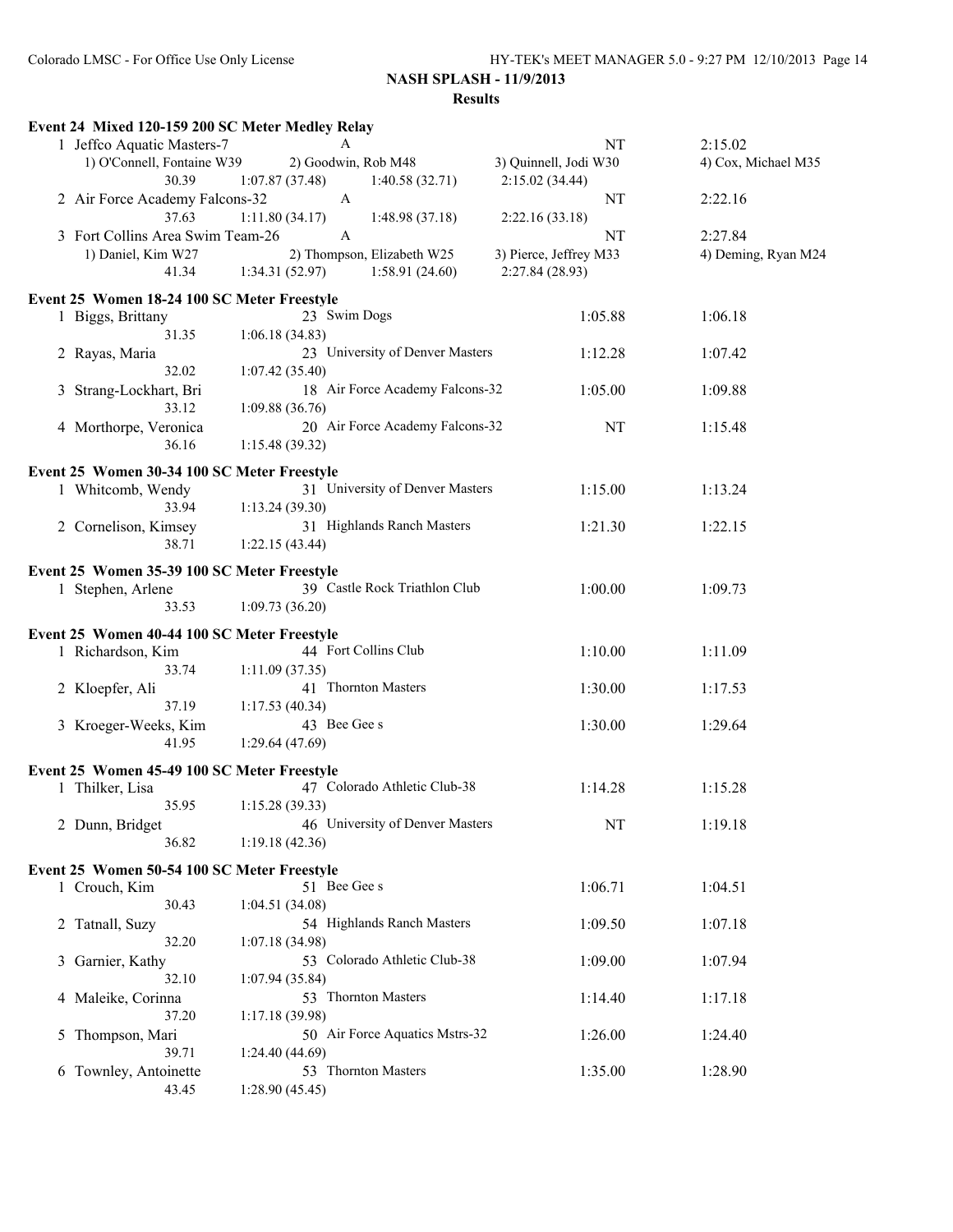## NASH SPLASH - 11/9/2013

### Results

**Event 24 Mixed 120-159 200 SC Meter Medley Relay**

1 Jeffco Aquatic Masters-7 — A — NT — 2:15.02
 1) O'Connell, Fontaine W39 2) Goodwin, Rob M48 3) Quinnell, Jodi W30 4) Cox, Michael M35
 30.39 1:07.87 (37.48) 1:40.58 (32.71) 2:15.02 (34.44)

2 Air Force Academy Falcons-32 — A — NT — 2:22.16
 37.63 1:11.80 (34.17) 1:48.98 (37.18) 2:22.16 (33.18)

3 Fort Collins Area Swim Team-26 — A — NT — 2:27.84
 1) Daniel, Kim W27 2) Thompson, Elizabeth W25 3) Pierce, Jeffrey M33 4) Deming, Ryan M24
 41.34 1:34.31 (52.97) 1:58.91 (24.60) 2:27.84 (28.93)

**Event 25 Women 18-24 100 SC Meter Freestyle**

1 Biggs, Brittany 23 Swim Dogs 1:05.88 1:06.18
 31.35 1:06.18 (34.83)

2 Rayas, Maria 23 University of Denver Masters 1:12.28 1:07.42
 32.02 1:07.42 (35.40)

3 Strang-Lockhart, Bri 18 Air Force Academy Falcons-32 1:05.00 1:09.88
 33.12 1:09.88 (36.76)

4 Morthorpe, Veronica 20 Air Force Academy Falcons-32 NT 1:15.48
 36.16 1:15.48 (39.32)

**Event 25 Women 30-34 100 SC Meter Freestyle**

1 Whitcomb, Wendy 31 University of Denver Masters 1:15.00 1:13.24
 33.94 1:13.24 (39.30)

2 Cornelison, Kimsey 31 Highlands Ranch Masters 1:21.30 1:22.15
 38.71 1:22.15 (43.44)

**Event 25 Women 35-39 100 SC Meter Freestyle**

1 Stephen, Arlene 39 Castle Rock Triathlon Club 1:00.00 1:09.73
 33.53 1:09.73 (36.20)

**Event 25 Women 40-44 100 SC Meter Freestyle**

1 Richardson, Kim 44 Fort Collins Club 1:10.00 1:11.09
 33.74 1:11.09 (37.35)

2 Kloepfer, Ali 41 Thornton Masters 1:30.00 1:17.53
 37.19 1:17.53 (40.34)

3 Kroeger-Weeks, Kim 43 Bee Gee s 1:30.00 1:29.64
 41.95 1:29.64 (47.69)

**Event 25 Women 45-49 100 SC Meter Freestyle**

1 Thilker, Lisa 47 Colorado Athletic Club-38 1:14.28 1:15.28
 35.95 1:15.28 (39.33)

2 Dunn, Bridget 46 University of Denver Masters NT 1:19.18
 36.82 1:19.18 (42.36)

**Event 25 Women 50-54 100 SC Meter Freestyle**

1 Crouch, Kim 51 Bee Gee s 1:06.71 1:04.51
 30.43 1:04.51 (34.08)

2 Tatnall, Suzy 54 Highlands Ranch Masters 1:09.50 1:07.18
 32.20 1:07.18 (34.98)

3 Garnier, Kathy 53 Colorado Athletic Club-38 1:09.00 1:07.94
 32.10 1:07.94 (35.84)

4 Maleike, Corinna 53 Thornton Masters 1:14.40 1:17.18
 37.20 1:17.18 (39.98)

5 Thompson, Mari 50 Air Force Aquatics Mstrs-32 1:26.00 1:24.40
 39.71 1:24.40 (44.69)

6 Townley, Antoinette 53 Thornton Masters 1:35.00 1:28.90
 43.45 1:28.90 (45.45)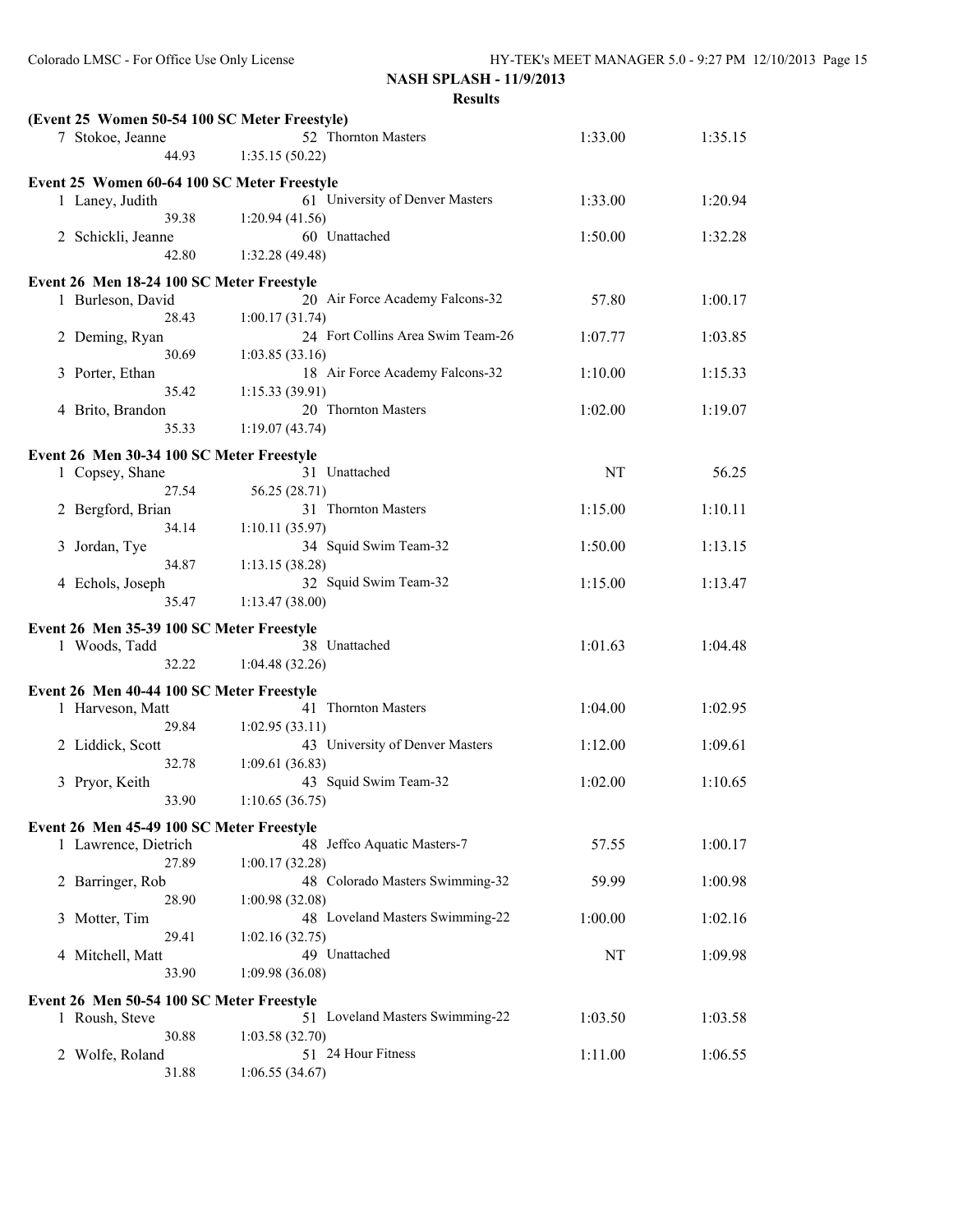**NASH SPLASH - 11/9/2013**

**Results**

**(Event 25 Women 50-54 100 SC Meter Freestyle)**

| Place | Name | Age | Team | Seed Time | Finals Time |
|---|---|---|---|---|---|
| 7 | Stokoe, Jeanne | 52 | Thornton Masters | 1:33.00 | 1:35.15 |
| | 44.93 | 1:35.15 (50.22) | | | |

**Event 25 Women 60-64 100 SC Meter Freestyle**

| Place | Name | Age | Team | Seed Time | Finals Time |
|---|---|---|---|---|---|
| 1 | Laney, Judith | 61 | University of Denver Masters | 1:33.00 | 1:20.94 |
| | 39.38 | 1:20.94 (41.56) | | | |
| 2 | Schickli, Jeanne | 60 | Unattached | 1:50.00 | 1:32.28 |
| | 42.80 | 1:32.28 (49.48) | | | |

**Event 26 Men 18-24 100 SC Meter Freestyle**

| Place | Name | Age | Team | Seed Time | Finals Time |
|---|---|---|---|---|---|
| 1 | Burleson, David | 20 | Air Force Academy Falcons-32 | 57.80 | 1:00.17 |
| | 28.43 | 1:00.17 (31.74) | | | |
| 2 | Deming, Ryan | 24 | Fort Collins Area Swim Team-26 | 1:07.77 | 1:03.85 |
| | 30.69 | 1:03.85 (33.16) | | | |
| 3 | Porter, Ethan | 18 | Air Force Academy Falcons-32 | 1:10.00 | 1:15.33 |
| | 35.42 | 1:15.33 (39.91) | | | |
| 4 | Brito, Brandon | 20 | Thornton Masters | 1:02.00 | 1:19.07 |
| | 35.33 | 1:19.07 (43.74) | | | |

**Event 26 Men 30-34 100 SC Meter Freestyle**

| Place | Name | Age | Team | Seed Time | Finals Time |
|---|---|---|---|---|---|
| 1 | Copsey, Shane | 31 | Unattached | NT | 56.25 |
| | 27.54 | 56.25 (28.71) | | | |
| 2 | Bergford, Brian | 31 | Thornton Masters | 1:15.00 | 1:10.11 |
| | 34.14 | 1:10.11 (35.97) | | | |
| 3 | Jordan, Tye | 34 | Squid Swim Team-32 | 1:50.00 | 1:13.15 |
| | 34.87 | 1:13.15 (38.28) | | | |
| 4 | Echols, Joseph | 32 | Squid Swim Team-32 | 1:15.00 | 1:13.47 |
| | 35.47 | 1:13.47 (38.00) | | | |

**Event 26 Men 35-39 100 SC Meter Freestyle**

| Place | Name | Age | Team | Seed Time | Finals Time |
|---|---|---|---|---|---|
| 1 | Woods, Tadd | 38 | Unattached | 1:01.63 | 1:04.48 |
| | 32.22 | 1:04.48 (32.26) | | | |

**Event 26 Men 40-44 100 SC Meter Freestyle**

| Place | Name | Age | Team | Seed Time | Finals Time |
|---|---|---|---|---|---|
| 1 | Harveson, Matt | 41 | Thornton Masters | 1:04.00 | 1:02.95 |
| | 29.84 | 1:02.95 (33.11) | | | |
| 2 | Liddick, Scott | 43 | University of Denver Masters | 1:12.00 | 1:09.61 |
| | 32.78 | 1:09.61 (36.83) | | | |
| 3 | Pryor, Keith | 43 | Squid Swim Team-32 | 1:02.00 | 1:10.65 |
| | 33.90 | 1:10.65 (36.75) | | | |

**Event 26 Men 45-49 100 SC Meter Freestyle**

| Place | Name | Age | Team | Seed Time | Finals Time |
|---|---|---|---|---|---|
| 1 | Lawrence, Dietrich | 48 | Jeffco Aquatic Masters-7 | 57.55 | 1:00.17 |
| | 27.89 | 1:00.17 (32.28) | | | |
| 2 | Barringer, Rob | 48 | Colorado Masters Swimming-32 | 59.99 | 1:00.98 |
| | 28.90 | 1:00.98 (32.08) | | | |
| 3 | Motter, Tim | 48 | Loveland Masters Swimming-22 | 1:00.00 | 1:02.16 |
| | 29.41 | 1:02.16 (32.75) | | | |
| 4 | Mitchell, Matt | 49 | Unattached | NT | 1:09.98 |
| | 33.90 | 1:09.98 (36.08) | | | |

**Event 26 Men 50-54 100 SC Meter Freestyle**

| Place | Name | Age | Team | Seed Time | Finals Time |
|---|---|---|---|---|---|
| 1 | Roush, Steve | 51 | Loveland Masters Swimming-22 | 1:03.50 | 1:03.58 |
| | 30.88 | 1:03.58 (32.70) | | | |
| 2 | Wolfe, Roland | 51 | 24 Hour Fitness | 1:11.00 | 1:06.55 |
| | 31.88 | 1:06.55 (34.67) | | | |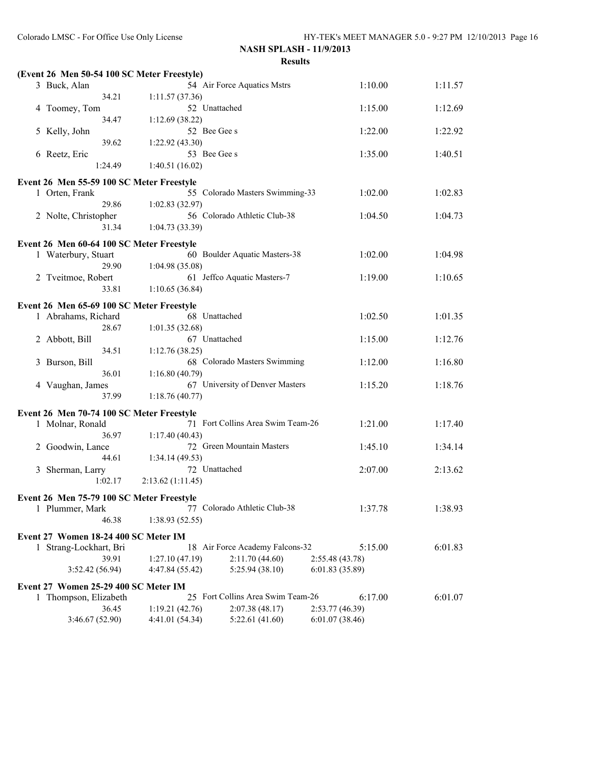**NASH SPLASH - 11/9/2013**

**Results**

**(Event 26 Men 50-54 100 SC Meter Freestyle)**

| Place | Name | Age | Team | Seed Time | Finals Time |
|---|---|---|---|---|---|
| 3 | Buck, Alan | 54 | Air Force Aquatics Mstrs | 1:10.00 | 1:11.57 |
| | 34.21 | 1:11.57 (37.36) | | | |
| 4 | Toomey, Tom | 52 | Unattached | 1:15.00 | 1:12.69 |
| | 34.47 | 1:12.69 (38.22) | | | |
| 5 | Kelly, John | 52 | Bee Gee s | 1:22.00 | 1:22.92 |
| | 39.62 | 1:22.92 (43.30) | | | |
| 6 | Reetz, Eric | 53 | Bee Gee s | 1:35.00 | 1:40.51 |
| | 1:24.49 | 1:40.51 (16.02) | | | |

**Event 26 Men 55-59 100 SC Meter Freestyle**

| Place | Name | Age | Team | Seed Time | Finals Time |
|---|---|---|---|---|---|
| 1 | Orten, Frank | 55 | Colorado Masters Swimming-33 | 1:02.00 | 1:02.83 |
| | 29.86 | 1:02.83 (32.97) | | | |
| 2 | Nolte, Christopher | 56 | Colorado Athletic Club-38 | 1:04.50 | 1:04.73 |
| | 31.34 | 1:04.73 (33.39) | | | |

**Event 26 Men 60-64 100 SC Meter Freestyle**

| Place | Name | Age | Team | Seed Time | Finals Time |
|---|---|---|---|---|---|
| 1 | Waterbury, Stuart | 60 | Boulder Aquatic Masters-38 | 1:02.00 | 1:04.98 |
| | 29.90 | 1:04.98 (35.08) | | | |
| 2 | Tveitmoe, Robert | 61 | Jeffco Aquatic Masters-7 | 1:19.00 | 1:10.65 |
| | 33.81 | 1:10.65 (36.84) | | | |

**Event 26 Men 65-69 100 SC Meter Freestyle**

| Place | Name | Age | Team | Seed Time | Finals Time |
|---|---|---|---|---|---|
| 1 | Abrahams, Richard | 68 | Unattached | 1:02.50 | 1:01.35 |
| | 28.67 | 1:01.35 (32.68) | | | |
| 2 | Abbott, Bill | 67 | Unattached | 1:15.00 | 1:12.76 |
| | 34.51 | 1:12.76 (38.25) | | | |
| 3 | Burson, Bill | 68 | Colorado Masters Swimming | 1:12.00 | 1:16.80 |
| | 36.01 | 1:16.80 (40.79) | | | |
| 4 | Vaughan, James | 67 | University of Denver Masters | 1:15.20 | 1:18.76 |
| | 37.99 | 1:18.76 (40.77) | | | |

**Event 26 Men 70-74 100 SC Meter Freestyle**

| Place | Name | Age | Team | Seed Time | Finals Time |
|---|---|---|---|---|---|
| 1 | Molnar, Ronald | 71 | Fort Collins Area Swim Team-26 | 1:21.00 | 1:17.40 |
| | 36.97 | 1:17.40 (40.43) | | | |
| 2 | Goodwin, Lance | 72 | Green Mountain Masters | 1:45.10 | 1:34.14 |
| | 44.61 | 1:34.14 (49.53) | | | |
| 3 | Sherman, Larry | 72 | Unattached | 2:07.00 | 2:13.62 |
| | 1:02.17 | 2:13.62 (1:11.45) | | | |

**Event 26 Men 75-79 100 SC Meter Freestyle**

| Place | Name | Age | Team | Seed Time | Finals Time |
|---|---|---|---|---|---|
| 1 | Plummer, Mark | 77 | Colorado Athletic Club-38 | 1:37.78 | 1:38.93 |
| | 46.38 | 1:38.93 (52.55) | | | |

**Event 27 Women 18-24 400 SC Meter IM**

| Place | Name | Age | Team | Seed Time | Finals Time |
|---|---|---|---|---|---|
| 1 | Strang-Lockhart, Bri | 18 | Air Force Academy Falcons-32 | 5:15.00 | 6:01.83 |
| | 39.91 | 1:27.10 (47.19) | 2:11.70 (44.60) | 2:55.48 (43.78) | |
| | 3:52.42 (56.94) | 4:47.84 (55.42) | 5:25.94 (38.10) | 6:01.83 (35.89) | |

**Event 27 Women 25-29 400 SC Meter IM**

| Place | Name | Age | Team | Seed Time | Finals Time |
|---|---|---|---|---|---|
| 1 | Thompson, Elizabeth | 25 | Fort Collins Area Swim Team-26 | 6:17.00 | 6:01.07 |
| | 36.45 | 1:19.21 (42.76) | 2:07.38 (48.17) | 2:53.77 (46.39) | |
| | 3:46.67 (52.90) | 4:41.01 (54.34) | 5:22.61 (41.60) | 6:01.07 (38.46) | |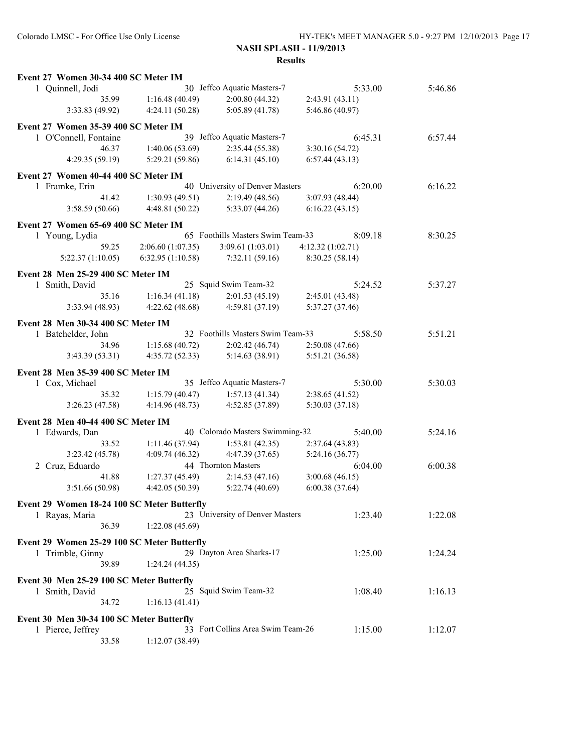## NASH SPLASH - 11/9/2013

### Results

**Event 27 Women 30-34 400 SC Meter IM**

| | Name | Age | Team | Seed Time | Finals Time |
|---|---|---|---|---|---|
| 1 | Quinnell, Jodi | 30 | Jeffco Aquatic Masters-7 | 5:33.00 | 5:46.86 |

35.99 | 1:16.48 (40.49) | 2:00.80 (44.32) | 2:43.91 (43.11)
3:33.83 (49.92) | 4:24.11 (50.28) | 5:05.89 (41.78) | 5:46.86 (40.97)

**Event 27 Women 35-39 400 SC Meter IM**

| | Name | Age | Team | Seed Time | Finals Time |
|---|---|---|---|---|---|
| 1 | O'Connell, Fontaine | 39 | Jeffco Aquatic Masters-7 | 6:45.31 | 6:57.44 |

46.37 | 1:40.06 (53.69) | 2:35.44 (55.38) | 3:30.16 (54.72)
4:29.35 (59.19) | 5:29.21 (59.86) | 6:14.31 (45.10) | 6:57.44 (43.13)

**Event 27 Women 40-44 400 SC Meter IM**

| | Name | Age | Team | Seed Time | Finals Time |
|---|---|---|---|---|---|
| 1 | Framke, Erin | 40 | University of Denver Masters | 6:20.00 | 6:16.22 |

41.42 | 1:30.93 (49.51) | 2:19.49 (48.56) | 3:07.93 (48.44)
3:58.59 (50.66) | 4:48.81 (50.22) | 5:33.07 (44.26) | 6:16.22 (43.15)

**Event 27 Women 65-69 400 SC Meter IM**

| | Name | Age | Team | Seed Time | Finals Time |
|---|---|---|---|---|---|
| 1 | Young, Lydia | 65 | Foothills Masters Swim Team-33 | 8:09.18 | 8:30.25 |

59.25 | 2:06.60 (1:07.35) | 3:09.61 (1:03.01) | 4:12.32 (1:02.71)
5:22.37 (1:10.05) | 6:32.95 (1:10.58) | 7:32.11 (59.16) | 8:30.25 (58.14)

**Event 28 Men 25-29 400 SC Meter IM**

| | Name | Age | Team | Seed Time | Finals Time |
|---|---|---|---|---|---|
| 1 | Smith, David | 25 | Squid Swim Team-32 | 5:24.52 | 5:37.27 |

35.16 | 1:16.34 (41.18) | 2:01.53 (45.19) | 2:45.01 (43.48)
3:33.94 (48.93) | 4:22.62 (48.68) | 4:59.81 (37.19) | 5:37.27 (37.46)

**Event 28 Men 30-34 400 SC Meter IM**

| | Name | Age | Team | Seed Time | Finals Time |
|---|---|---|---|---|---|
| 1 | Batchelder, John | 32 | Foothills Masters Swim Team-33 | 5:58.50 | 5:51.21 |

34.96 | 1:15.68 (40.72) | 2:02.42 (46.74) | 2:50.08 (47.66)
3:43.39 (53.31) | 4:35.72 (52.33) | 5:14.63 (38.91) | 5:51.21 (36.58)

**Event 28 Men 35-39 400 SC Meter IM**

| | Name | Age | Team | Seed Time | Finals Time |
|---|---|---|---|---|---|
| 1 | Cox, Michael | 35 | Jeffco Aquatic Masters-7 | 5:30.00 | 5:30.03 |

35.32 | 1:15.79 (40.47) | 1:57.13 (41.34) | 2:38.65 (41.52)
3:26.23 (47.58) | 4:14.96 (48.73) | 4:52.85 (37.89) | 5:30.03 (37.18)

**Event 28 Men 40-44 400 SC Meter IM**

| | Name | Age | Team | Seed Time | Finals Time |
|---|---|---|---|---|---|
| 1 | Edwards, Dan | 40 | Colorado Masters Swimming-32 | 5:40.00 | 5:24.16 |

33.52 | 1:11.46 (37.94) | 1:53.81 (42.35) | 2:37.64 (43.83)
3:23.42 (45.78) | 4:09.74 (46.32) | 4:47.39 (37.65) | 5:24.16 (36.77)

| | Name | Age | Team | Seed Time | Finals Time |
|---|---|---|---|---|---|
| 2 | Cruz, Eduardo | 44 | Thornton Masters | 6:04.00 | 6:00.38 |

41.88 | 1:27.37 (45.49) | 2:14.53 (47.16) | 3:00.68 (46.15)
3:51.66 (50.98) | 4:42.05 (50.39) | 5:22.74 (40.69) | 6:00.38 (37.64)

**Event 29 Women 18-24 100 SC Meter Butterfly**

| | Name | Age | Team | Seed Time | Finals Time |
|---|---|---|---|---|---|
| 1 | Rayas, Maria | 23 | University of Denver Masters | 1:23.40 | 1:22.08 |

36.39 | 1:22.08 (45.69)

**Event 29 Women 25-29 100 SC Meter Butterfly**

| | Name | Age | Team | Seed Time | Finals Time |
|---|---|---|---|---|---|
| 1 | Trimble, Ginny | 29 | Dayton Area Sharks-17 | 1:25.00 | 1:24.24 |

39.89 | 1:24.24 (44.35)

**Event 30 Men 25-29 100 SC Meter Butterfly**

| | Name | Age | Team | Seed Time | Finals Time |
|---|---|---|---|---|---|
| 1 | Smith, David | 25 | Squid Swim Team-32 | 1:08.40 | 1:16.13 |

34.72 | 1:16.13 (41.41)

**Event 30 Men 30-34 100 SC Meter Butterfly**

| | Name | Age | Team | Seed Time | Finals Time |
|---|---|---|---|---|---|
| 1 | Pierce, Jeffrey | 33 | Fort Collins Area Swim Team-26 | 1:15.00 | 1:12.07 |

33.58 | 1:12.07 (38.49)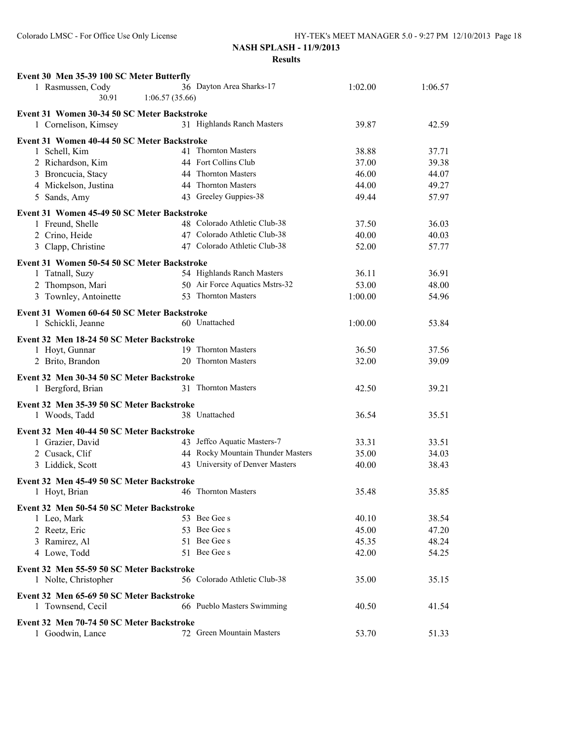**NASH SPLASH - 11/9/2013**

**Results**

**Event 30 Men 35-39 100 SC Meter Butterfly**

| Place | Name | Age | Team | Seed Time | Finals Time |
|---|---|---|---|---|---|
| 1 | Rasmussen, Cody | 36 | Dayton Area Sharks-17 | 1:02.00 | 1:06.57 |
| | 30.91 | 1:06.57 (35.66) | | | |

**Event 31 Women 30-34 50 SC Meter Backstroke**

| Place | Name | Age | Team | Seed Time | Finals Time |
|---|---|---|---|---|---|
| 1 | Cornelison, Kimsey | 31 | Highlands Ranch Masters | 39.87 | 42.59 |

**Event 31 Women 40-44 50 SC Meter Backstroke**

| Place | Name | Age | Team | Seed Time | Finals Time |
|---|---|---|---|---|---|
| 1 | Schell, Kim | 41 | Thornton Masters | 38.88 | 37.71 |
| 2 | Richardson, Kim | 44 | Fort Collins Club | 37.00 | 39.38 |
| 3 | Broncucia, Stacy | 44 | Thornton Masters | 46.00 | 44.07 |
| 4 | Mickelson, Justina | 44 | Thornton Masters | 44.00 | 49.27 |
| 5 | Sands, Amy | 43 | Greeley Guppies-38 | 49.44 | 57.97 |

**Event 31 Women 45-49 50 SC Meter Backstroke**

| Place | Name | Age | Team | Seed Time | Finals Time |
|---|---|---|---|---|---|
| 1 | Freund, Shelle | 48 | Colorado Athletic Club-38 | 37.50 | 36.03 |
| 2 | Crino, Heide | 47 | Colorado Athletic Club-38 | 40.00 | 40.03 |
| 3 | Clapp, Christine | 47 | Colorado Athletic Club-38 | 52.00 | 57.77 |

**Event 31 Women 50-54 50 SC Meter Backstroke**

| Place | Name | Age | Team | Seed Time | Finals Time |
|---|---|---|---|---|---|
| 1 | Tatnall, Suzy | 54 | Highlands Ranch Masters | 36.11 | 36.91 |
| 2 | Thompson, Mari | 50 | Air Force Aquatics Mstrs-32 | 53.00 | 48.00 |
| 3 | Townley, Antoinette | 53 | Thornton Masters | 1:00.00 | 54.96 |

**Event 31 Women 60-64 50 SC Meter Backstroke**

| Place | Name | Age | Team | Seed Time | Finals Time |
|---|---|---|---|---|---|
| 1 | Schickli, Jeanne | 60 | Unattached | 1:00.00 | 53.84 |

**Event 32 Men 18-24 50 SC Meter Backstroke**

| Place | Name | Age | Team | Seed Time | Finals Time |
|---|---|---|---|---|---|
| 1 | Hoyt, Gunnar | 19 | Thornton Masters | 36.50 | 37.56 |
| 2 | Brito, Brandon | 20 | Thornton Masters | 32.00 | 39.09 |

**Event 32 Men 30-34 50 SC Meter Backstroke**

| Place | Name | Age | Team | Seed Time | Finals Time |
|---|---|---|---|---|---|
| 1 | Bergford, Brian | 31 | Thornton Masters | 42.50 | 39.21 |

**Event 32 Men 35-39 50 SC Meter Backstroke**

| Place | Name | Age | Team | Seed Time | Finals Time |
|---|---|---|---|---|---|
| 1 | Woods, Tadd | 38 | Unattached | 36.54 | 35.51 |

**Event 32 Men 40-44 50 SC Meter Backstroke**

| Place | Name | Age | Team | Seed Time | Finals Time |
|---|---|---|---|---|---|
| 1 | Grazier, David | 43 | Jeffco Aquatic Masters-7 | 33.31 | 33.51 |
| 2 | Cusack, Clif | 44 | Rocky Mountain Thunder Masters | 35.00 | 34.03 |
| 3 | Liddick, Scott | 43 | University of Denver Masters | 40.00 | 38.43 |

**Event 32 Men 45-49 50 SC Meter Backstroke**

| Place | Name | Age | Team | Seed Time | Finals Time |
|---|---|---|---|---|---|
| 1 | Hoyt, Brian | 46 | Thornton Masters | 35.48 | 35.85 |

**Event 32 Men 50-54 50 SC Meter Backstroke**

| Place | Name | Age | Team | Seed Time | Finals Time |
|---|---|---|---|---|---|
| 1 | Leo, Mark | 53 | Bee Gee s | 40.10 | 38.54 |
| 2 | Reetz, Eric | 53 | Bee Gee s | 45.00 | 47.20 |
| 3 | Ramirez, Al | 51 | Bee Gee s | 45.35 | 48.24 |
| 4 | Lowe, Todd | 51 | Bee Gee s | 42.00 | 54.25 |

**Event 32 Men 55-59 50 SC Meter Backstroke**

| Place | Name | Age | Team | Seed Time | Finals Time |
|---|---|---|---|---|---|
| 1 | Nolte, Christopher | 56 | Colorado Athletic Club-38 | 35.00 | 35.15 |

**Event 32 Men 65-69 50 SC Meter Backstroke**

| Place | Name | Age | Team | Seed Time | Finals Time |
|---|---|---|---|---|---|
| 1 | Townsend, Cecil | 66 | Pueblo Masters Swimming | 40.50 | 41.54 |

**Event 32 Men 70-74 50 SC Meter Backstroke**

| Place | Name | Age | Team | Seed Time | Finals Time |
|---|---|---|---|---|---|
| 1 | Goodwin, Lance | 72 | Green Mountain Masters | 53.70 | 51.33 |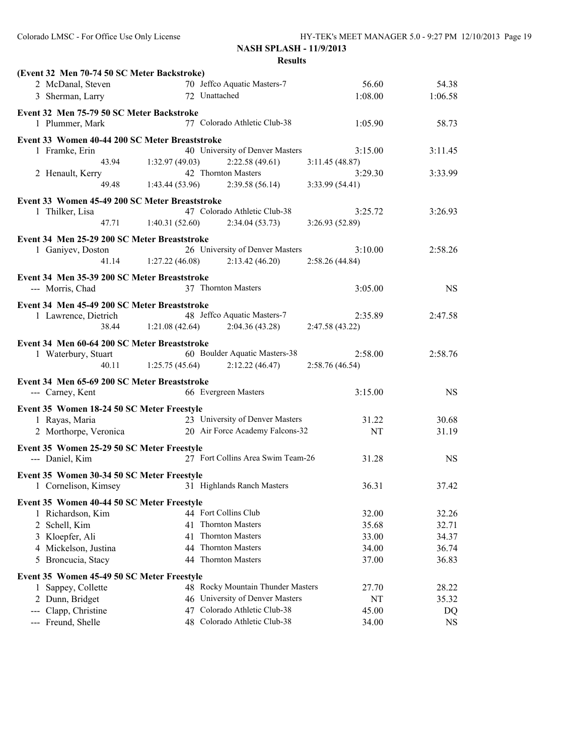**NASH SPLASH - 11/9/2013**

**Results**

**(Event 32 Men 70-74 50 SC Meter Backstroke)**

| | Name | Age | Team | Seed Time | Finals Time |
|---|---|---|---|---|---|
| 2 | McDanal, Steven | 70 | Jeffco Aquatic Masters-7 | 56.60 | 54.38 |
| 3 | Sherman, Larry | 72 | Unattached | 1:08.00 | 1:06.58 |

**Event 32 Men 75-79 50 SC Meter Backstroke**

| | Name | Age | Team | Seed Time | Finals Time |
|---|---|---|---|---|---|
| 1 | Plummer, Mark | 77 | Colorado Athletic Club-38 | 1:05.90 | 58.73 |

**Event 33 Women 40-44 200 SC Meter Breaststroke**

| | Name | Age | Team | Seed Time | Finals Time |
|---|---|---|---|---|---|
| 1 | Framke, Erin | 40 | University of Denver Masters | 3:15.00 | 3:11.45 |
| | 43.94 | 1:32.97 (49.03) | 2:22.58 (49.61) | 3:11.45 (48.87) | |
| 2 | Henault, Kerry | 42 | Thornton Masters | 3:29.30 | 3:33.99 |
| | 49.48 | 1:43.44 (53.96) | 2:39.58 (56.14) | 3:33.99 (54.41) | |

**Event 33 Women 45-49 200 SC Meter Breaststroke**

| | Name | Age | Team | Seed Time | Finals Time |
|---|---|---|---|---|---|
| 1 | Thilker, Lisa | 47 | Colorado Athletic Club-38 | 3:25.72 | 3:26.93 |
| | 47.71 | 1:40.31 (52.60) | 2:34.04 (53.73) | 3:26.93 (52.89) | |

**Event 34 Men 25-29 200 SC Meter Breaststroke**

| | Name | Age | Team | Seed Time | Finals Time |
|---|---|---|---|---|---|
| 1 | Ganiyev, Doston | 26 | University of Denver Masters | 3:10.00 | 2:58.26 |
| | 41.14 | 1:27.22 (46.08) | 2:13.42 (46.20) | 2:58.26 (44.84) | |

**Event 34 Men 35-39 200 SC Meter Breaststroke**

| | Name | Age | Team | Seed Time | Finals Time |
|---|---|---|---|---|---|
| --- | Morris, Chad | 37 | Thornton Masters | 3:05.00 | NS |

**Event 34 Men 45-49 200 SC Meter Breaststroke**

| | Name | Age | Team | Seed Time | Finals Time |
|---|---|---|---|---|---|
| 1 | Lawrence, Dietrich | 48 | Jeffco Aquatic Masters-7 | 2:35.89 | 2:47.58 |
| | 38.44 | 1:21.08 (42.64) | 2:04.36 (43.28) | 2:47.58 (43.22) | |

**Event 34 Men 60-64 200 SC Meter Breaststroke**

| | Name | Age | Team | Seed Time | Finals Time |
|---|---|---|---|---|---|
| 1 | Waterbury, Stuart | 60 | Boulder Aquatic Masters-38 | 2:58.00 | 2:58.76 |
| | 40.11 | 1:25.75 (45.64) | 2:12.22 (46.47) | 2:58.76 (46.54) | |

**Event 34 Men 65-69 200 SC Meter Breaststroke**

| | Name | Age | Team | Seed Time | Finals Time |
|---|---|---|---|---|---|
| --- | Carney, Kent | 66 | Evergreen Masters | 3:15.00 | NS |

**Event 35 Women 18-24 50 SC Meter Freestyle**

| | Name | Age | Team | Seed Time | Finals Time |
|---|---|---|---|---|---|
| 1 | Rayas, Maria | 23 | University of Denver Masters | 31.22 | 30.68 |
| 2 | Morthorpe, Veronica | 20 | Air Force Academy Falcons-32 | NT | 31.19 |

**Event 35 Women 25-29 50 SC Meter Freestyle**

| | Name | Age | Team | Seed Time | Finals Time |
|---|---|---|---|---|---|
| --- | Daniel, Kim | 27 | Fort Collins Area Swim Team-26 | 31.28 | NS |

**Event 35 Women 30-34 50 SC Meter Freestyle**

| | Name | Age | Team | Seed Time | Finals Time |
|---|---|---|---|---|---|
| 1 | Cornelison, Kimsey | 31 | Highlands Ranch Masters | 36.31 | 37.42 |

**Event 35 Women 40-44 50 SC Meter Freestyle**

| | Name | Age | Team | Seed Time | Finals Time |
|---|---|---|---|---|---|
| 1 | Richardson, Kim | 44 | Fort Collins Club | 32.00 | 32.26 |
| 2 | Schell, Kim | 41 | Thornton Masters | 35.68 | 32.71 |
| 3 | Kloepfer, Ali | 41 | Thornton Masters | 33.00 | 34.37 |
| 4 | Mickelson, Justina | 44 | Thornton Masters | 34.00 | 36.74 |
| 5 | Broncucia, Stacy | 44 | Thornton Masters | 37.00 | 36.83 |

**Event 35 Women 45-49 50 SC Meter Freestyle**

| | Name | Age | Team | Seed Time | Finals Time |
|---|---|---|---|---|---|
| 1 | Sappey, Collette | 48 | Rocky Mountain Thunder Masters | 27.70 | 28.22 |
| 2 | Dunn, Bridget | 46 | University of Denver Masters | NT | 35.32 |
| --- | Clapp, Christine | 47 | Colorado Athletic Club-38 | 45.00 | DQ |
| --- | Freund, Shelle | 48 | Colorado Athletic Club-38 | 34.00 | NS |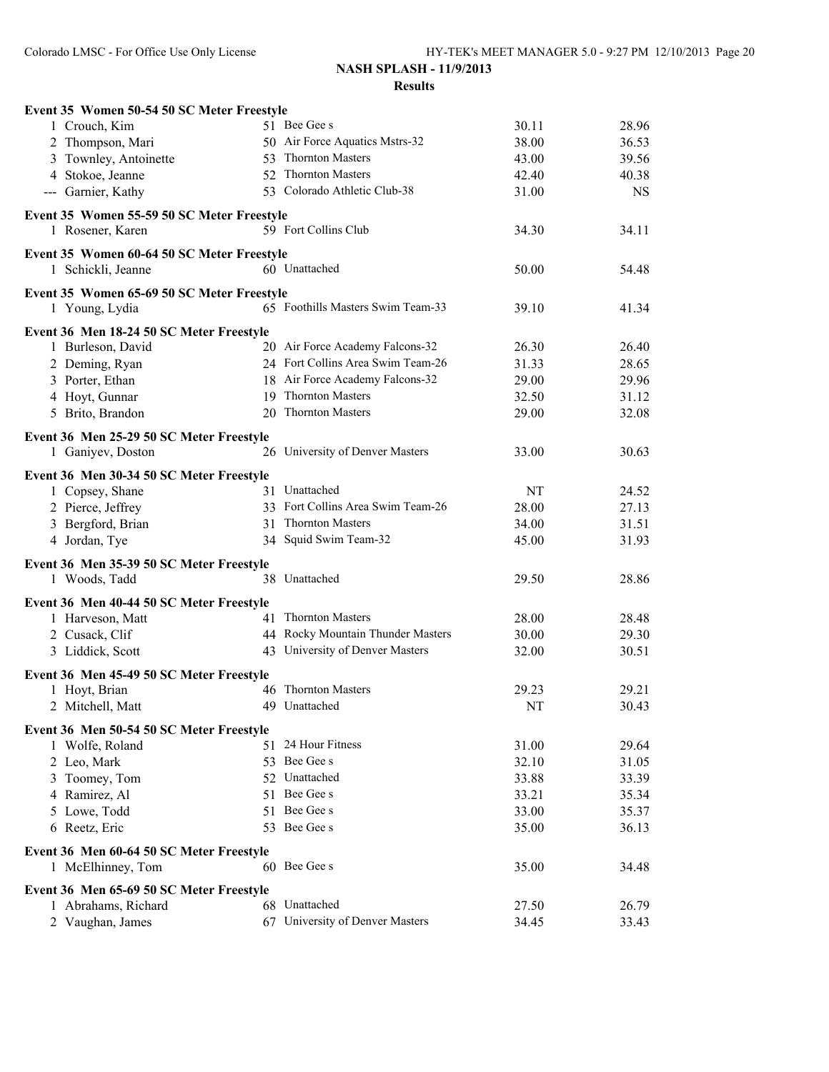**NASH SPLASH - 11/9/2013**

**Results**

**Event 35 Women 50-54 50 SC Meter Freestyle**

| | Name | Age | Team | Seed Time | Finals Time |
|---|---|---|---|---|---|
| 1 | Crouch, Kim | 51 | Bee Gee s | 30.11 | 28.96 |
| 2 | Thompson, Mari | 50 | Air Force Aquatics Mstrs-32 | 38.00 | 36.53 |
| 3 | Townley, Antoinette | 53 | Thornton Masters | 43.00 | 39.56 |
| 4 | Stokoe, Jeanne | 52 | Thornton Masters | 42.40 | 40.38 |
| --- | Garnier, Kathy | 53 | Colorado Athletic Club-38 | 31.00 | NS |

**Event 35 Women 55-59 50 SC Meter Freestyle**

| | Name | Age | Team | Seed Time | Finals Time |
|---|---|---|---|---|---|
| 1 | Rosener, Karen | 59 | Fort Collins Club | 34.30 | 34.11 |

**Event 35 Women 60-64 50 SC Meter Freestyle**

| | Name | Age | Team | Seed Time | Finals Time |
|---|---|---|---|---|---|
| 1 | Schickli, Jeanne | 60 | Unattached | 50.00 | 54.48 |

**Event 35 Women 65-69 50 SC Meter Freestyle**

| | Name | Age | Team | Seed Time | Finals Time |
|---|---|---|---|---|---|
| 1 | Young, Lydia | 65 | Foothills Masters Swim Team-33 | 39.10 | 41.34 |

**Event 36 Men 18-24 50 SC Meter Freestyle**

| | Name | Age | Team | Seed Time | Finals Time |
|---|---|---|---|---|---|
| 1 | Burleson, David | 20 | Air Force Academy Falcons-32 | 26.30 | 26.40 |
| 2 | Deming, Ryan | 24 | Fort Collins Area Swim Team-26 | 31.33 | 28.65 |
| 3 | Porter, Ethan | 18 | Air Force Academy Falcons-32 | 29.00 | 29.96 |
| 4 | Hoyt, Gunnar | 19 | Thornton Masters | 32.50 | 31.12 |
| 5 | Brito, Brandon | 20 | Thornton Masters | 29.00 | 32.08 |

**Event 36 Men 25-29 50 SC Meter Freestyle**

| | Name | Age | Team | Seed Time | Finals Time |
|---|---|---|---|---|---|
| 1 | Ganiyev, Doston | 26 | University of Denver Masters | 33.00 | 30.63 |

**Event 36 Men 30-34 50 SC Meter Freestyle**

| | Name | Age | Team | Seed Time | Finals Time |
|---|---|---|---|---|---|
| 1 | Copsey, Shane | 31 | Unattached | NT | 24.52 |
| 2 | Pierce, Jeffrey | 33 | Fort Collins Area Swim Team-26 | 28.00 | 27.13 |
| 3 | Bergford, Brian | 31 | Thornton Masters | 34.00 | 31.51 |
| 4 | Jordan, Tye | 34 | Squid Swim Team-32 | 45.00 | 31.93 |

**Event 36 Men 35-39 50 SC Meter Freestyle**

| | Name | Age | Team | Seed Time | Finals Time |
|---|---|---|---|---|---|
| 1 | Woods, Tadd | 38 | Unattached | 29.50 | 28.86 |

**Event 36 Men 40-44 50 SC Meter Freestyle**

| | Name | Age | Team | Seed Time | Finals Time |
|---|---|---|---|---|---|
| 1 | Harveson, Matt | 41 | Thornton Masters | 28.00 | 28.48 |
| 2 | Cusack, Clif | 44 | Rocky Mountain Thunder Masters | 30.00 | 29.30 |
| 3 | Liddick, Scott | 43 | University of Denver Masters | 32.00 | 30.51 |

**Event 36 Men 45-49 50 SC Meter Freestyle**

| | Name | Age | Team | Seed Time | Finals Time |
|---|---|---|---|---|---|
| 1 | Hoyt, Brian | 46 | Thornton Masters | 29.23 | 29.21 |
| 2 | Mitchell, Matt | 49 | Unattached | NT | 30.43 |

**Event 36 Men 50-54 50 SC Meter Freestyle**

| | Name | Age | Team | Seed Time | Finals Time |
|---|---|---|---|---|---|
| 1 | Wolfe, Roland | 51 | 24 Hour Fitness | 31.00 | 29.64 |
| 2 | Leo, Mark | 53 | Bee Gee s | 32.10 | 31.05 |
| 3 | Toomey, Tom | 52 | Unattached | 33.88 | 33.39 |
| 4 | Ramirez, Al | 51 | Bee Gee s | 33.21 | 35.34 |
| 5 | Lowe, Todd | 51 | Bee Gee s | 33.00 | 35.37 |
| 6 | Reetz, Eric | 53 | Bee Gee s | 35.00 | 36.13 |

**Event 36 Men 60-64 50 SC Meter Freestyle**

| | Name | Age | Team | Seed Time | Finals Time |
|---|---|---|---|---|---|
| 1 | McElhinney, Tom | 60 | Bee Gee s | 35.00 | 34.48 |

**Event 36 Men 65-69 50 SC Meter Freestyle**

| | Name | Age | Team | Seed Time | Finals Time |
|---|---|---|---|---|---|
| 1 | Abrahams, Richard | 68 | Unattached | 27.50 | 26.79 |
| 2 | Vaughan, James | 67 | University of Denver Masters | 34.45 | 33.43 |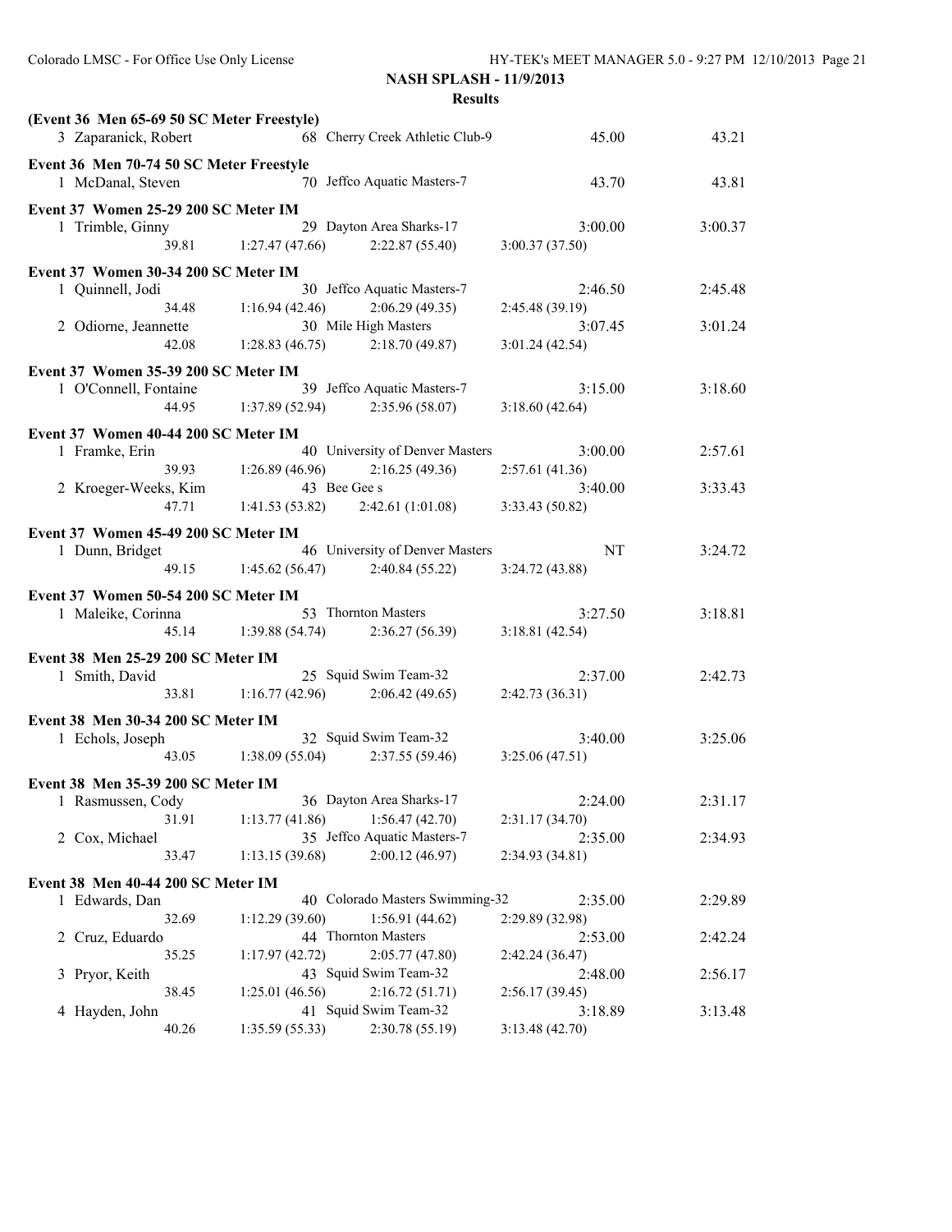**NASH SPLASH - 11/9/2013**

**Results**

**(Event 36 Men 65-69 50 SC Meter Freestyle)**

| | Name | Age | Team | Seed Time | Finals Time |
|---|---|---|---|---|---|
| 3 | Zaparanick, Robert | 68 | Cherry Creek Athletic Club-9 | 45.00 | 43.21 |

**Event 36 Men 70-74 50 SC Meter Freestyle**

| | Name | Age | Team | Seed Time | Finals Time |
|---|---|---|---|---|---|
| 1 | McDanal, Steven | 70 | Jeffco Aquatic Masters-7 | 43.70 | 43.81 |

**Event 37 Women 25-29 200 SC Meter IM**

| | Name | Age | Team | Seed Time | Finals Time |
|---|---|---|---|---|---|
| 1 | Trimble, Ginny | 29 | Dayton Area Sharks-17 | 3:00.00 | 3:00.37 |
| | 39.81 | 1:27.47 (47.66) | 2:22.87 (55.40) | 3:00.37 (37.50) | |

**Event 37 Women 30-34 200 SC Meter IM**

| | Name | Age | Team | Seed Time | Finals Time |
|---|---|---|---|---|---|
| 1 | Quinnell, Jodi | 30 | Jeffco Aquatic Masters-7 | 2:46.50 | 2:45.48 |
| | 34.48 | 1:16.94 (42.46) | 2:06.29 (49.35) | 2:45.48 (39.19) | |
| 2 | Odiorne, Jeannette | 30 | Mile High Masters | 3:07.45 | 3:01.24 |
| | 42.08 | 1:28.83 (46.75) | 2:18.70 (49.87) | 3:01.24 (42.54) | |

**Event 37 Women 35-39 200 SC Meter IM**

| | Name | Age | Team | Seed Time | Finals Time |
|---|---|---|---|---|---|
| 1 | O'Connell, Fontaine | 39 | Jeffco Aquatic Masters-7 | 3:15.00 | 3:18.60 |
| | 44.95 | 1:37.89 (52.94) | 2:35.96 (58.07) | 3:18.60 (42.64) | |

**Event 37 Women 40-44 200 SC Meter IM**

| | Name | Age | Team | Seed Time | Finals Time |
|---|---|---|---|---|---|
| 1 | Framke, Erin | 40 | University of Denver Masters | 3:00.00 | 2:57.61 |
| | 39.93 | 1:26.89 (46.96) | 2:16.25 (49.36) | 2:57.61 (41.36) | |
| 2 | Kroeger-Weeks, Kim | 43 | Bee Gee s | 3:40.00 | 3:33.43 |
| | 47.71 | 1:41.53 (53.82) | 2:42.61 (1:01.08) | 3:33.43 (50.82) | |

**Event 37 Women 45-49 200 SC Meter IM**

| | Name | Age | Team | Seed Time | Finals Time |
|---|---|---|---|---|---|
| 1 | Dunn, Bridget | 46 | University of Denver Masters | NT | 3:24.72 |
| | 49.15 | 1:45.62 (56.47) | 2:40.84 (55.22) | 3:24.72 (43.88) | |

**Event 37 Women 50-54 200 SC Meter IM**

| | Name | Age | Team | Seed Time | Finals Time |
|---|---|---|---|---|---|
| 1 | Maleike, Corinna | 53 | Thornton Masters | 3:27.50 | 3:18.81 |
| | 45.14 | 1:39.88 (54.74) | 2:36.27 (56.39) | 3:18.81 (42.54) | |

**Event 38 Men 25-29 200 SC Meter IM**

| | Name | Age | Team | Seed Time | Finals Time |
|---|---|---|---|---|---|
| 1 | Smith, David | 25 | Squid Swim Team-32 | 2:37.00 | 2:42.73 |
| | 33.81 | 1:16.77 (42.96) | 2:06.42 (49.65) | 2:42.73 (36.31) | |

**Event 38 Men 30-34 200 SC Meter IM**

| | Name | Age | Team | Seed Time | Finals Time |
|---|---|---|---|---|---|
| 1 | Echols, Joseph | 32 | Squid Swim Team-32 | 3:40.00 | 3:25.06 |
| | 43.05 | 1:38.09 (55.04) | 2:37.55 (59.46) | 3:25.06 (47.51) | |

**Event 38 Men 35-39 200 SC Meter IM**

| | Name | Age | Team | Seed Time | Finals Time |
|---|---|---|---|---|---|
| 1 | Rasmussen, Cody | 36 | Dayton Area Sharks-17 | 2:24.00 | 2:31.17 |
| | 31.91 | 1:13.77 (41.86) | 1:56.47 (42.70) | 2:31.17 (34.70) | |
| 2 | Cox, Michael | 35 | Jeffco Aquatic Masters-7 | 2:35.00 | 2:34.93 |
| | 33.47 | 1:13.15 (39.68) | 2:00.12 (46.97) | 2:34.93 (34.81) | |

**Event 38 Men 40-44 200 SC Meter IM**

| | Name | Age | Team | Seed Time | Finals Time |
|---|---|---|---|---|---|
| 1 | Edwards, Dan | 40 | Colorado Masters Swimming-32 | 2:35.00 | 2:29.89 |
| | 32.69 | 1:12.29 (39.60) | 1:56.91 (44.62) | 2:29.89 (32.98) | |
| 2 | Cruz, Eduardo | 44 | Thornton Masters | 2:53.00 | 2:42.24 |
| | 35.25 | 1:17.97 (42.72) | 2:05.77 (47.80) | 2:42.24 (36.47) | |
| 3 | Pryor, Keith | 43 | Squid Swim Team-32 | 2:48.00 | 2:56.17 |
| | 38.45 | 1:25.01 (46.56) | 2:16.72 (51.71) | 2:56.17 (39.45) | |
| 4 | Hayden, John | 41 | Squid Swim Team-32 | 3:18.89 | 3:13.48 |
| | 40.26 | 1:35.59 (55.33) | 2:30.78 (55.19) | 3:13.48 (42.70) | |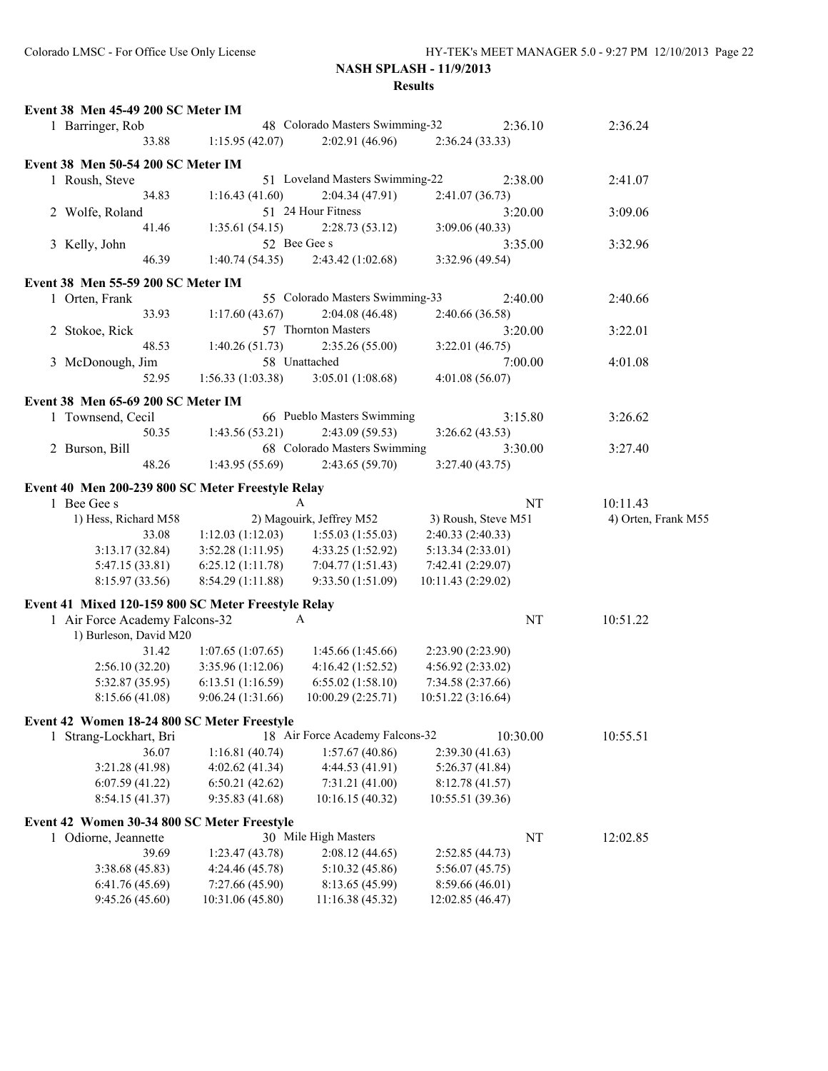## NASH SPLASH - 11/9/2013

### Results

**Event 38 Men 45-49 200 SC Meter IM**

| | Name | Age | Team | Seed Time | Finals Time |
|---|---|---|---|---|---|
| 1 | Barringer, Rob | 48 | Colorado Masters Swimming-32 | 2:36.10 | 2:36.24 |
| | 33.88 | 1:15.95 (42.07) | 2:02.91 (46.96) | 2:36.24 (33.33) | |

**Event 38 Men 50-54 200 SC Meter IM**

| | Name | Age | Team | Seed Time | Finals Time |
|---|---|---|---|---|---|
| 1 | Roush, Steve | 51 | Loveland Masters Swimming-22 | 2:38.00 | 2:41.07 |
| | 34.83 | 1:16.43 (41.60) | 2:04.34 (47.91) | 2:41.07 (36.73) | |
| 2 | Wolfe, Roland | 51 | 24 Hour Fitness | 3:20.00 | 3:09.06 |
| | 41.46 | 1:35.61 (54.15) | 2:28.73 (53.12) | 3:09.06 (40.33) | |
| 3 | Kelly, John | 52 | Bee Gee s | 3:35.00 | 3:32.96 |
| | 46.39 | 1:40.74 (54.35) | 2:43.42 (1:02.68) | 3:32.96 (49.54) | |

**Event 38 Men 55-59 200 SC Meter IM**

| | Name | Age | Team | Seed Time | Finals Time |
|---|---|---|---|---|---|
| 1 | Orten, Frank | 55 | Colorado Masters Swimming-33 | 2:40.00 | 2:40.66 |
| | 33.93 | 1:17.60 (43.67) | 2:04.08 (46.48) | 2:40.66 (36.58) | |
| 2 | Stokoe, Rick | 57 | Thornton Masters | 3:20.00 | 3:22.01 |
| | 48.53 | 1:40.26 (51.73) | 2:35.26 (55.00) | 3:22.01 (46.75) | |
| 3 | McDonough, Jim | 58 | Unattached | 7:00.00 | 4:01.08 |
| | 52.95 | 1:56.33 (1:03.38) | 3:05.01 (1:08.68) | 4:01.08 (56.07) | |

**Event 38 Men 65-69 200 SC Meter IM**

| | Name | Age | Team | Seed Time | Finals Time |
|---|---|---|---|---|---|
| 1 | Townsend, Cecil | 66 | Pueblo Masters Swimming | 3:15.80 | 3:26.62 |
| | 50.35 | 1:43.56 (53.21) | 2:43.09 (59.53) | 3:26.62 (43.53) | |
| 2 | Burson, Bill | 68 | Colorado Masters Swimming | 3:30.00 | 3:27.40 |
| | 48.26 | 1:43.95 (55.69) | 2:43.65 (59.70) | 3:27.40 (43.75) | |

**Event 40 Men 200-239 800 SC Meter Freestyle Relay**

| | Team | Relay | Seed Time | Finals Time |
|---|---|---|---|---|
| 1 | Bee Gee s | A | NT | 10:11.43 |

1) Hess, Richard M58 2) Magouirk, Jeffrey M52 3) Roush, Steve M51 4) Orten, Frank M55

| | | | |
|---|---|---|---|
| 33.08 | 1:12.03 (1:12.03) | 1:55.03 (1:55.03) | 2:40.33 (2:40.33) |
| 3:13.17 (32.84) | 3:52.28 (1:11.95) | 4:33.25 (1:52.92) | 5:13.34 (2:33.01) |
| 5:47.15 (33.81) | 6:25.12 (1:11.78) | 7:04.77 (1:51.43) | 7:42.41 (2:29.07) |
| 8:15.97 (33.56) | 8:54.29 (1:11.88) | 9:33.50 (1:51.09) | 10:11.43 (2:29.02) |

**Event 41 Mixed 120-159 800 SC Meter Freestyle Relay**

| | Team | Relay | Seed Time | Finals Time |
|---|---|---|---|---|
| 1 | Air Force Academy Falcons-32 | A | NT | 10:51.22 |

1) Burleson, David M20

| | | | |
|---|---|---|---|
| 31.42 | 1:07.65 (1:07.65) | 1:45.66 (1:45.66) | 2:23.90 (2:23.90) |
| 2:56.10 (32.20) | 3:35.96 (1:12.06) | 4:16.42 (1:52.52) | 4:56.92 (2:33.02) |
| 5:32.87 (35.95) | 6:13.51 (1:16.59) | 6:55.02 (1:58.10) | 7:34.58 (2:37.66) |
| 8:15.66 (41.08) | 9:06.24 (1:31.66) | 10:00.29 (2:25.71) | 10:51.22 (3:16.64) |

**Event 42 Women 18-24 800 SC Meter Freestyle**

| | Name | Age | Team | Seed Time | Finals Time |
|---|---|---|---|---|---|
| 1 | Strang-Lockhart, Bri | 18 | Air Force Academy Falcons-32 | 10:30.00 | 10:55.51 |

| | | | |
|---|---|---|---|
| 36.07 | 1:16.81 (40.74) | 1:57.67 (40.86) | 2:39.30 (41.63) |
| 3:21.28 (41.98) | 4:02.62 (41.34) | 4:44.53 (41.91) | 5:26.37 (41.84) |
| 6:07.59 (41.22) | 6:50.21 (42.62) | 7:31.21 (41.00) | 8:12.78 (41.57) |
| 8:54.15 (41.37) | 9:35.83 (41.68) | 10:16.15 (40.32) | 10:55.51 (39.36) |

**Event 42 Women 30-34 800 SC Meter Freestyle**

| | Name | Age | Team | Seed Time | Finals Time |
|---|---|---|---|---|---|
| 1 | Odiorne, Jeannette | 30 | Mile High Masters | NT | 12:02.85 |

| | | | |
|---|---|---|---|
| 39.69 | 1:23.47 (43.78) | 2:08.12 (44.65) | 2:52.85 (44.73) |
| 3:38.68 (45.83) | 4:24.46 (45.78) | 5:10.32 (45.86) | 5:56.07 (45.75) |
| 6:41.76 (45.69) | 7:27.66 (45.90) | 8:13.65 (45.99) | 8:59.66 (46.01) |
| 9:45.26 (45.60) | 10:31.06 (45.80) | 11:16.38 (45.32) | 12:02.85 (46.47) |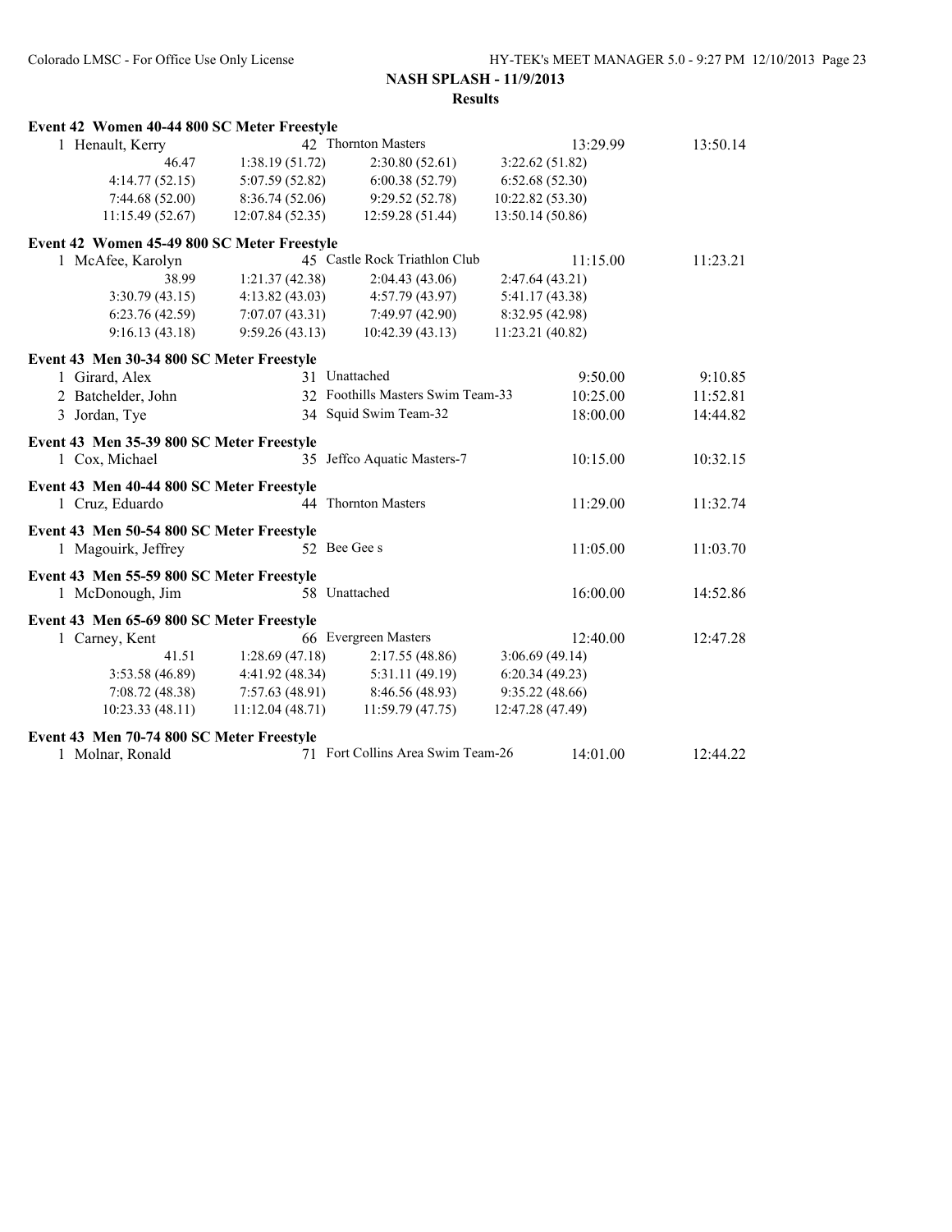## NASH SPLASH - 11/9/2013

### Results

**Event 42 Women 40-44 800 SC Meter Freestyle**

| | | | | | |
|---|---|---|---|---|---|
| 1 Henault, Kerry | | 42 Thornton Masters | | 13:29.99 | 13:50.14 |
| 46.47 | 1:38.19 (51.72) | 2:30.80 (52.61) | 3:22.62 (51.82) | | |
| 4:14.77 (52.15) | 5:07.59 (52.82) | 6:00.38 (52.79) | 6:52.68 (52.30) | | |
| 7:44.68 (52.00) | 8:36.74 (52.06) | 9:29.52 (52.78) | 10:22.82 (53.30) | | |
| 11:15.49 (52.67) | 12:07.84 (52.35) | 12:59.28 (51.44) | 13:50.14 (50.86) | | |

**Event 42 Women 45-49 800 SC Meter Freestyle**

| | | | | | |
|---|---|---|---|---|---|
| 1 McAfee, Karolyn | | 45 Castle Rock Triathlon Club | | 11:15.00 | 11:23.21 |
| 38.99 | 1:21.37 (42.38) | 2:04.43 (43.06) | 2:47.64 (43.21) | | |
| 3:30.79 (43.15) | 4:13.82 (43.03) | 4:57.79 (43.97) | 5:41.17 (43.38) | | |
| 6:23.76 (42.59) | 7:07.07 (43.31) | 7:49.97 (42.90) | 8:32.95 (42.98) | | |
| 9:16.13 (43.18) | 9:59.26 (43.13) | 10:42.39 (43.13) | 11:23.21 (40.82) | | |

**Event 43 Men 30-34 800 SC Meter Freestyle**

| | | | | |
|---|---|---|---|---|
| 1 Girard, Alex | 31 | Unattached | 9:50.00 | 9:10.85 |
| 2 Batchelder, John | 32 | Foothills Masters Swim Team-33 | 10:25.00 | 11:52.81 |
| 3 Jordan, Tye | 34 | Squid Swim Team-32 | 18:00.00 | 14:44.82 |

**Event 43 Men 35-39 800 SC Meter Freestyle**

| | | | | |
|---|---|---|---|---|
| 1 Cox, Michael | 35 | Jeffco Aquatic Masters-7 | 10:15.00 | 10:32.15 |

**Event 43 Men 40-44 800 SC Meter Freestyle**

| | | | | |
|---|---|---|---|---|
| 1 Cruz, Eduardo | 44 | Thornton Masters | 11:29.00 | 11:32.74 |

**Event 43 Men 50-54 800 SC Meter Freestyle**

| | | | | |
|---|---|---|---|---|
| 1 Magouirk, Jeffrey | 52 | Bee Gee s | 11:05.00 | 11:03.70 |

**Event 43 Men 55-59 800 SC Meter Freestyle**

| | | | | |
|---|---|---|---|---|
| 1 McDonough, Jim | 58 | Unattached | 16:00.00 | 14:52.86 |

**Event 43 Men 65-69 800 SC Meter Freestyle**

| | | | | | |
|---|---|---|---|---|---|
| 1 Carney, Kent | | 66 Evergreen Masters | | 12:40.00 | 12:47.28 |
| 41.51 | 1:28.69 (47.18) | 2:17.55 (48.86) | 3:06.69 (49.14) | | |
| 3:53.58 (46.89) | 4:41.92 (48.34) | 5:31.11 (49.19) | 6:20.34 (49.23) | | |
| 7:08.72 (48.38) | 7:57.63 (48.91) | 8:46.56 (48.93) | 9:35.22 (48.66) | | |
| 10:23.33 (48.11) | 11:12.04 (48.71) | 11:59.79 (47.75) | 12:47.28 (47.49) | | |

**Event 43 Men 70-74 800 SC Meter Freestyle**

| | | | | |
|---|---|---|---|---|
| 1 Molnar, Ronald | 71 | Fort Collins Area Swim Team-26 | 14:01.00 | 12:44.22 |